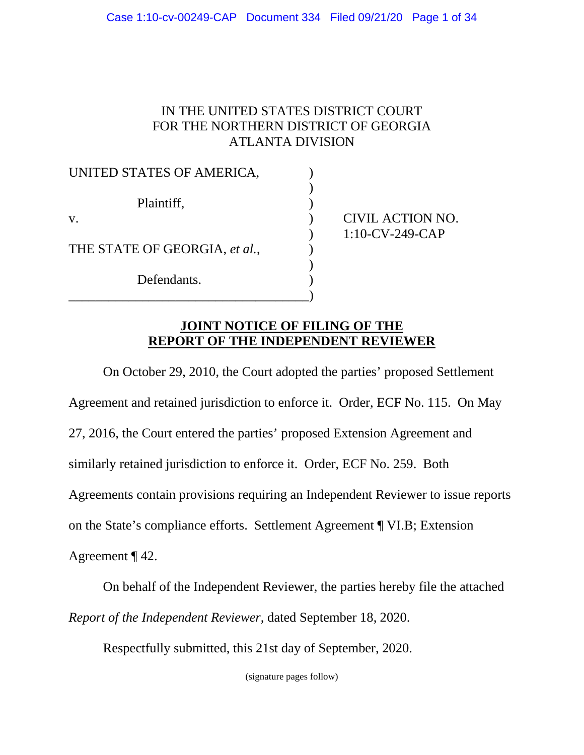IN THE UNITED STATES DISTRICT COURT
FOR THE NORTHERN DISTRICT OF GEORGIA
ATLANTA DIVISION

| | | |
|---|---|---|
| UNITED STATES OF AMERICA, | ) | |
| | ) | |
| Plaintiff, | ) | |
| v. | ) | CIVIL ACTION NO. |
| | ) | 1:10-CV-249-CAP |
| THE STATE OF GEORGIA, *et al.*, | ) | |
| | ) | |
| Defendants. | ) | |

**JOINT NOTICE OF FILING OF THE REPORT OF THE INDEPENDENT REVIEWER**

On October 29, 2010, the Court adopted the parties' proposed Settlement Agreement and retained jurisdiction to enforce it. Order, ECF No. 115. On May 27, 2016, the Court entered the parties' proposed Extension Agreement and similarly retained jurisdiction to enforce it. Order, ECF No. 259. Both Agreements contain provisions requiring an Independent Reviewer to issue reports on the State's compliance efforts. Settlement Agreement ¶ VI.B; Extension Agreement ¶ 42.

On behalf of the Independent Reviewer, the parties hereby file the attached *Report of the Independent Reviewer*, dated September 18, 2020.

Respectfully submitted, this 21st day of September, 2020.

(signature pages follow)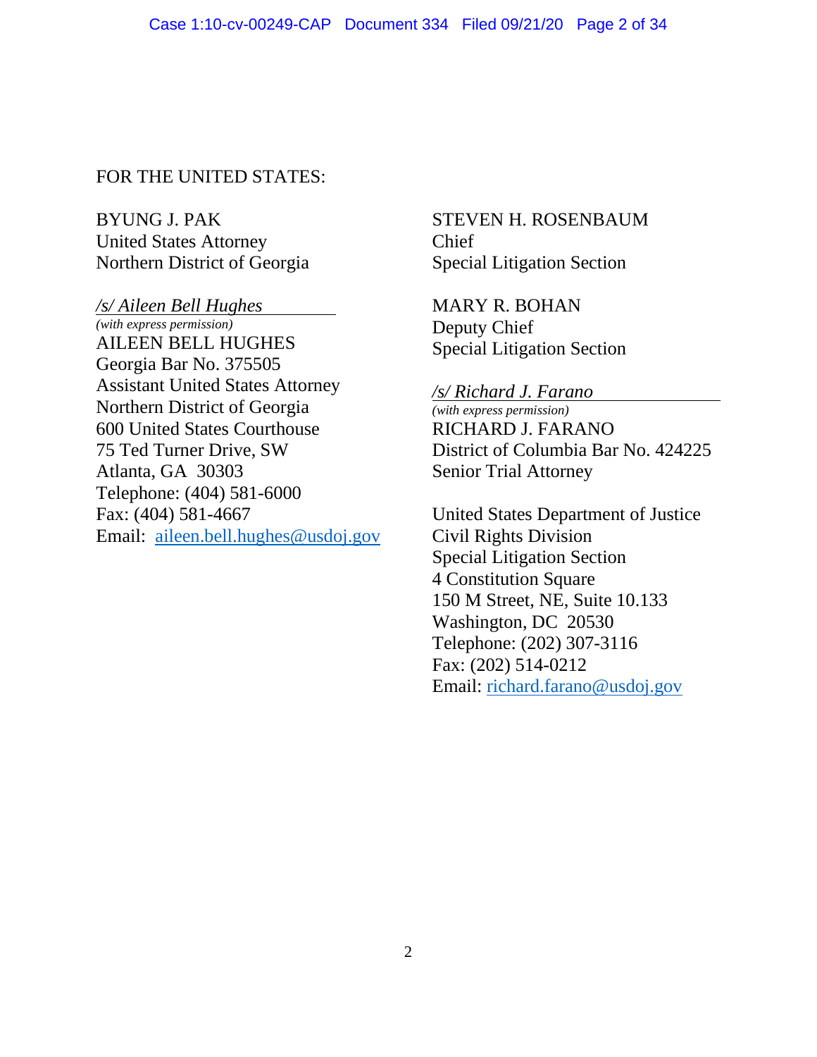FOR THE UNITED STATES:

BYUNG J. PAK
United States Attorney
Northern District of Georgia

*/s/ Aileen Bell Hughes*
*(with express permission)*
AILEEN BELL HUGHES
Georgia Bar No. 375505
Assistant United States Attorney
Northern District of Georgia
600 United States Courthouse
75 Ted Turner Drive, SW
Atlanta, GA 30303
Telephone: (404) 581-6000
Fax: (404) 581-4667
Email: aileen.bell.hughes@usdoj.gov

STEVEN H. ROSENBAUM
Chief
Special Litigation Section

MARY R. BOHAN
Deputy Chief
Special Litigation Section

*/s/ Richard J. Farano*
*(with express permission)*
RICHARD J. FARANO
District of Columbia Bar No. 424225
Senior Trial Attorney

United States Department of Justice
Civil Rights Division
Special Litigation Section
4 Constitution Square
150 M Street, NE, Suite 10.133
Washington, DC 20530
Telephone: (202) 307-3116
Fax: (202) 514-0212
Email: richard.farano@usdoj.gov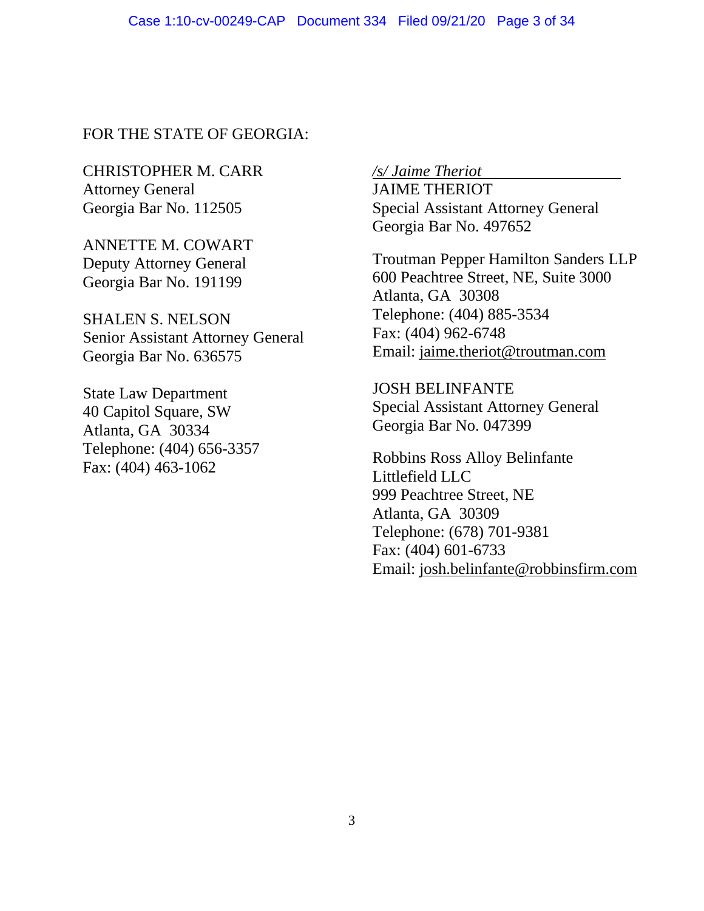FOR THE STATE OF GEORGIA:

CHRISTOPHER M. CARR
Attorney General
Georgia Bar No. 112505

ANNETTE M. COWART
Deputy Attorney General
Georgia Bar No. 191199

SHALEN S. NELSON
Senior Assistant Attorney General
Georgia Bar No. 636575

State Law Department
40 Capitol Square, SW
Atlanta, GA 30334
Telephone: (404) 656-3357
Fax: (404) 463-1062

*/s/ Jaime Theriot*
JAIME THERIOT
Special Assistant Attorney General
Georgia Bar No. 497652

Troutman Pepper Hamilton Sanders LLP
600 Peachtree Street, NE, Suite 3000
Atlanta, GA 30308
Telephone: (404) 885-3534
Fax: (404) 962-6748
Email: jaime.theriot@troutman.com

JOSH BELINFANTE
Special Assistant Attorney General
Georgia Bar No. 047399

Robbins Ross Alloy Belinfante Littlefield LLC
999 Peachtree Street, NE
Atlanta, GA 30309
Telephone: (678) 701-9381
Fax: (404) 601-6733
Email: josh.belinfante@robbinsfirm.com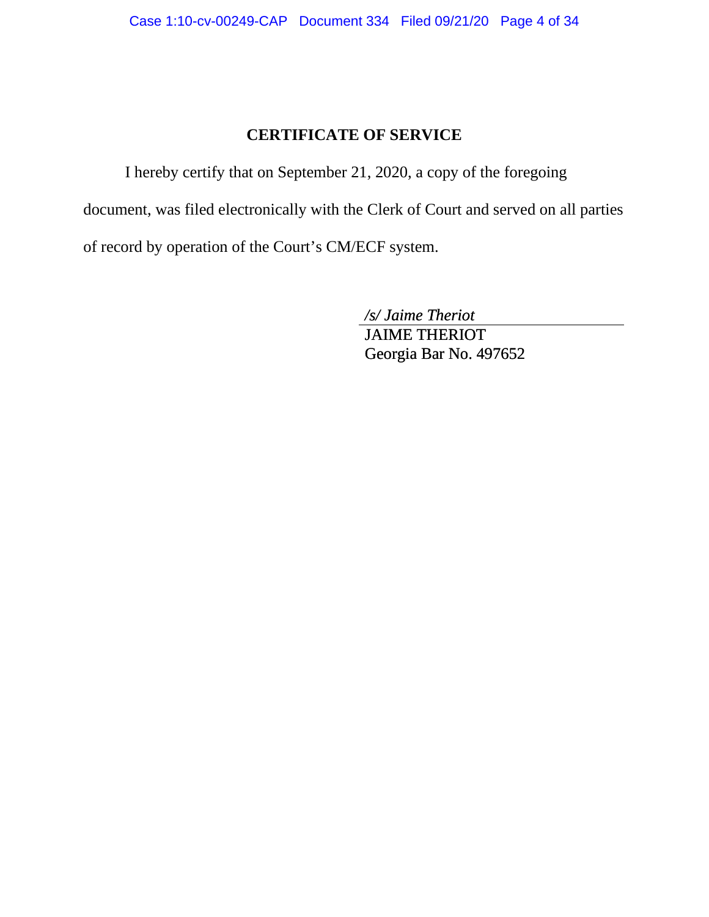## CERTIFICATE OF SERVICE

I hereby certify that on September 21, 2020, a copy of the foregoing document, was filed electronically with the Clerk of Court and served on all parties of record by operation of the Court's CM/ECF system.

*/s/ Jaime Theriot*
JAIME THERIOT
Georgia Bar No. 497652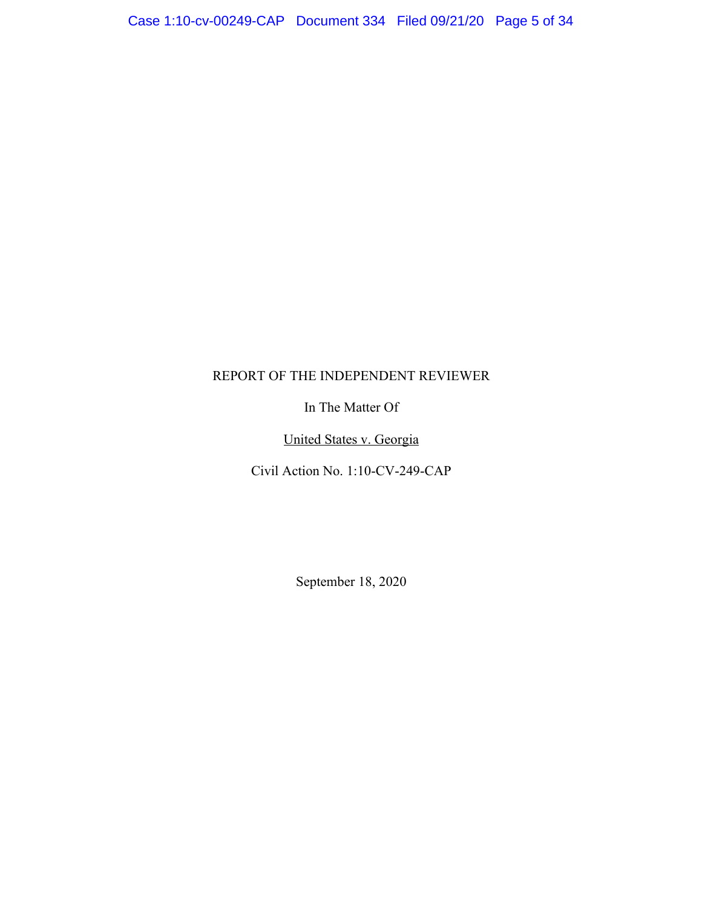REPORT OF THE INDEPENDENT REVIEWER

In The Matter Of

United States v. Georgia

Civil Action No. 1:10-CV-249-CAP

September 18, 2020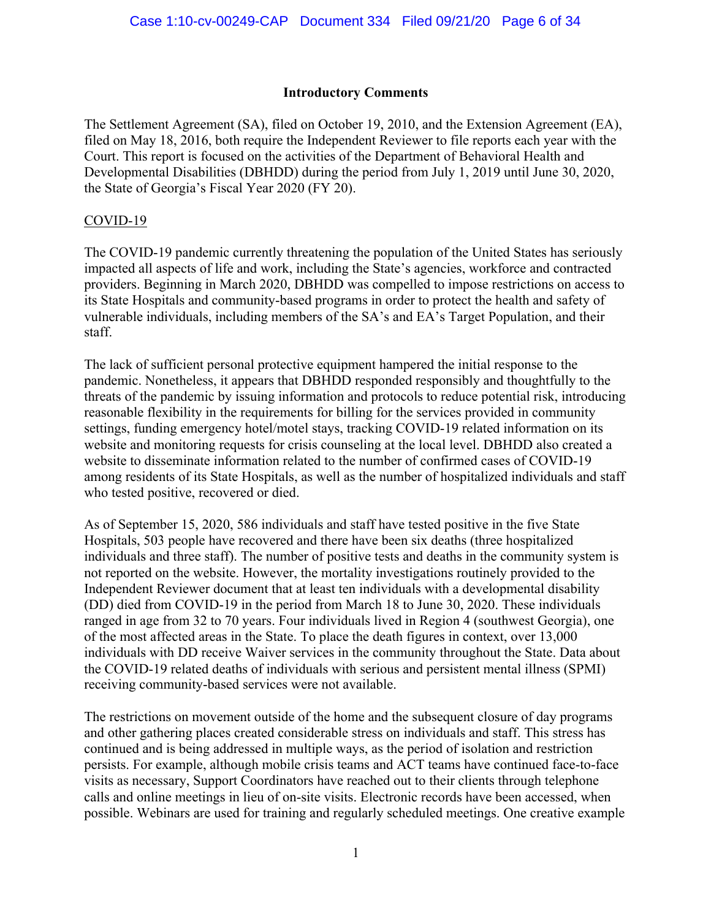## Introductory Comments

The Settlement Agreement (SA), filed on October 19, 2010, and the Extension Agreement (EA), filed on May 18, 2016, both require the Independent Reviewer to file reports each year with the Court. This report is focused on the activities of the Department of Behavioral Health and Developmental Disabilities (DBHDD) during the period from July 1, 2019 until June 30, 2020, the State of Georgia's Fiscal Year 2020 (FY 20).

### COVID-19

The COVID-19 pandemic currently threatening the population of the United States has seriously impacted all aspects of life and work, including the State's agencies, workforce and contracted providers. Beginning in March 2020, DBHDD was compelled to impose restrictions on access to its State Hospitals and community-based programs in order to protect the health and safety of vulnerable individuals, including members of the SA's and EA's Target Population, and their staff.

The lack of sufficient personal protective equipment hampered the initial response to the pandemic. Nonetheless, it appears that DBHDD responded responsibly and thoughtfully to the threats of the pandemic by issuing information and protocols to reduce potential risk, introducing reasonable flexibility in the requirements for billing for the services provided in community settings, funding emergency hotel/motel stays, tracking COVID-19 related information on its website and monitoring requests for crisis counseling at the local level. DBHDD also created a website to disseminate information related to the number of confirmed cases of COVID-19 among residents of its State Hospitals, as well as the number of hospitalized individuals and staff who tested positive, recovered or died.

As of September 15, 2020, 586 individuals and staff have tested positive in the five State Hospitals, 503 people have recovered and there have been six deaths (three hospitalized individuals and three staff). The number of positive tests and deaths in the community system is not reported on the website. However, the mortality investigations routinely provided to the Independent Reviewer document that at least ten individuals with a developmental disability (DD) died from COVID-19 in the period from March 18 to June 30, 2020. These individuals ranged in age from 32 to 70 years. Four individuals lived in Region 4 (southwest Georgia), one of the most affected areas in the State. To place the death figures in context, over 13,000 individuals with DD receive Waiver services in the community throughout the State. Data about the COVID-19 related deaths of individuals with serious and persistent mental illness (SPMI) receiving community-based services were not available.

The restrictions on movement outside of the home and the subsequent closure of day programs and other gathering places created considerable stress on individuals and staff. This stress has continued and is being addressed in multiple ways, as the period of isolation and restriction persists. For example, although mobile crisis teams and ACT teams have continued face-to-face visits as necessary, Support Coordinators have reached out to their clients through telephone calls and online meetings in lieu of on-site visits. Electronic records have been accessed, when possible. Webinars are used for training and regularly scheduled meetings. One creative example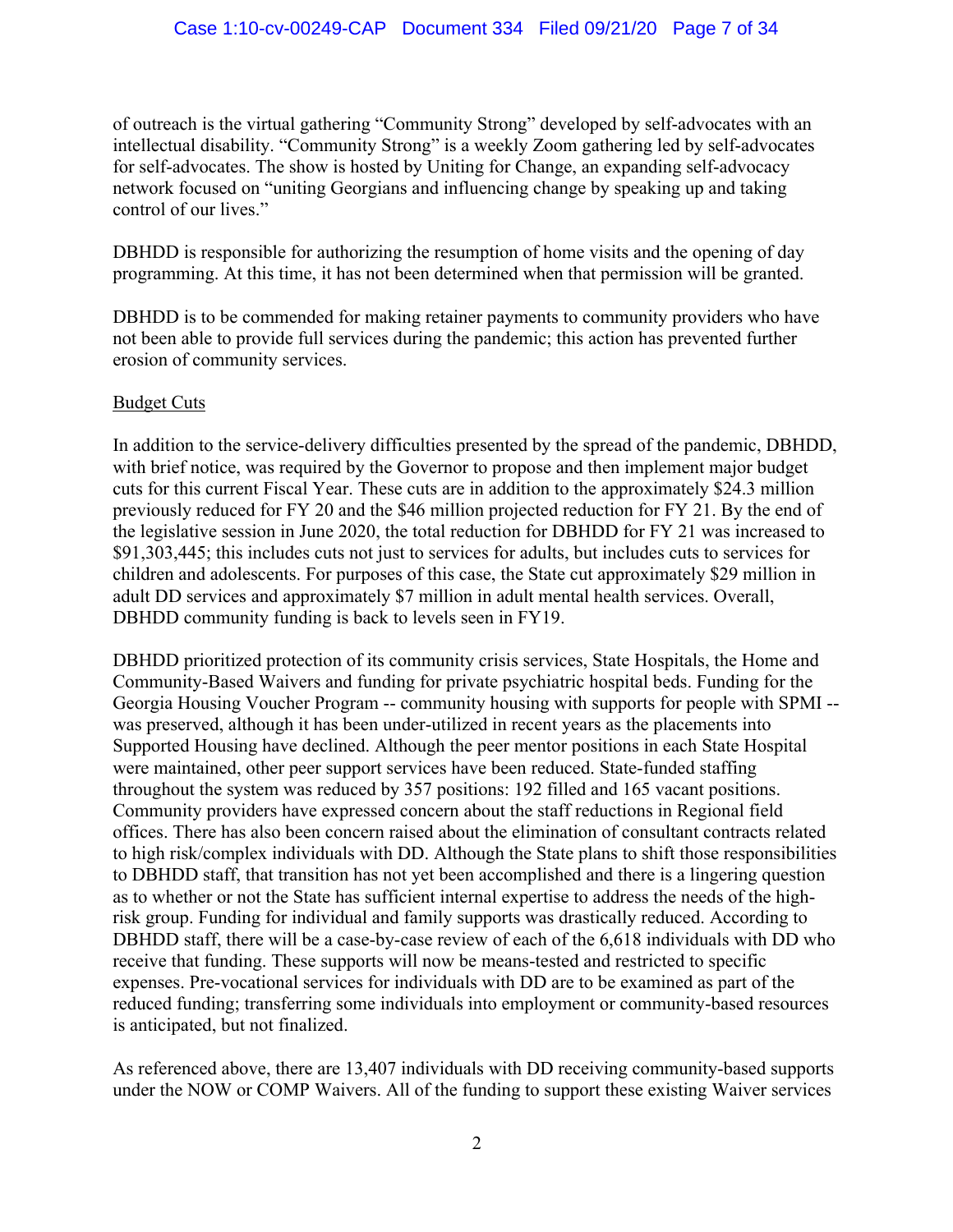of outreach is the virtual gathering "Community Strong" developed by self-advocates with an intellectual disability. "Community Strong" is a weekly Zoom gathering led by self-advocates for self-advocates. The show is hosted by Uniting for Change, an expanding self-advocacy network focused on "uniting Georgians and influencing change by speaking up and taking control of our lives."

DBHDD is responsible for authorizing the resumption of home visits and the opening of day programming. At this time, it has not been determined when that permission will be granted.

DBHDD is to be commended for making retainer payments to community providers who have not been able to provide full services during the pandemic; this action has prevented further erosion of community services.

<u>Budget Cuts</u>

In addition to the service-delivery difficulties presented by the spread of the pandemic, DBHDD, with brief notice, was required by the Governor to propose and then implement major budget cuts for this current Fiscal Year. These cuts are in addition to the approximately $24.3 million previously reduced for FY 20 and the $46 million projected reduction for FY 21. By the end of the legislative session in June 2020, the total reduction for DBHDD for FY 21 was increased to $91,303,445; this includes cuts not just to services for adults, but includes cuts to services for children and adolescents. For purposes of this case, the State cut approximately $29 million in adult DD services and approximately $7 million in adult mental health services. Overall, DBHDD community funding is back to levels seen in FY19.

DBHDD prioritized protection of its community crisis services, State Hospitals, the Home and Community-Based Waivers and funding for private psychiatric hospital beds. Funding for the Georgia Housing Voucher Program -- community housing with supports for people with SPMI -- was preserved, although it has been under-utilized in recent years as the placements into Supported Housing have declined. Although the peer mentor positions in each State Hospital were maintained, other peer support services have been reduced. State-funded staffing throughout the system was reduced by 357 positions: 192 filled and 165 vacant positions. Community providers have expressed concern about the staff reductions in Regional field offices. There has also been concern raised about the elimination of consultant contracts related to high risk/complex individuals with DD. Although the State plans to shift those responsibilities to DBHDD staff, that transition has not yet been accomplished and there is a lingering question as to whether or not the State has sufficient internal expertise to address the needs of the high-risk group. Funding for individual and family supports was drastically reduced. According to DBHDD staff, there will be a case-by-case review of each of the 6,618 individuals with DD who receive that funding. These supports will now be means-tested and restricted to specific expenses. Pre-vocational services for individuals with DD are to be examined as part of the reduced funding; transferring some individuals into employment or community-based resources is anticipated, but not finalized.

As referenced above, there are 13,407 individuals with DD receiving community-based supports under the NOW or COMP Waivers. All of the funding to support these existing Waiver services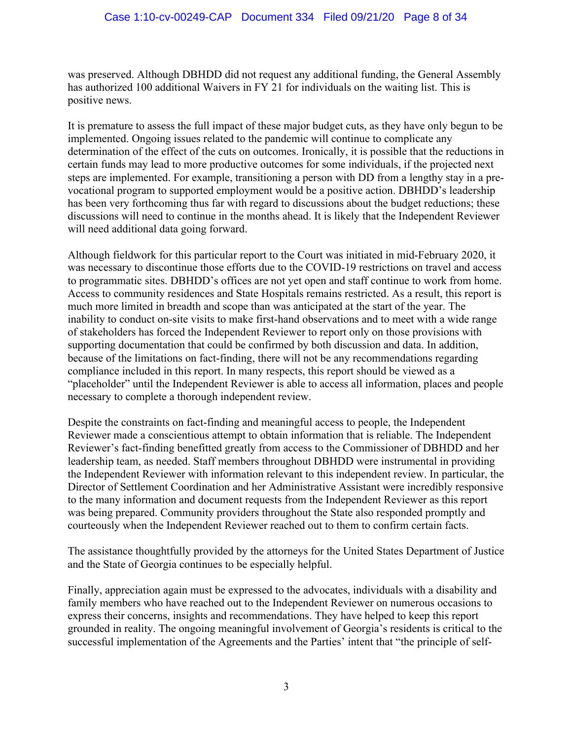was preserved. Although DBHDD did not request any additional funding, the General Assembly has authorized 100 additional Waivers in FY 21 for individuals on the waiting list. This is positive news.

It is premature to assess the full impact of these major budget cuts, as they have only begun to be implemented. Ongoing issues related to the pandemic will continue to complicate any determination of the effect of the cuts on outcomes. Ironically, it is possible that the reductions in certain funds may lead to more productive outcomes for some individuals, if the projected next steps are implemented. For example, transitioning a person with DD from a lengthy stay in a pre-vocational program to supported employment would be a positive action. DBHDD's leadership has been very forthcoming thus far with regard to discussions about the budget reductions; these discussions will need to continue in the months ahead. It is likely that the Independent Reviewer will need additional data going forward.

Although fieldwork for this particular report to the Court was initiated in mid-February 2020, it was necessary to discontinue those efforts due to the COVID-19 restrictions on travel and access to programmatic sites. DBHDD's offices are not yet open and staff continue to work from home. Access to community residences and State Hospitals remains restricted. As a result, this report is much more limited in breadth and scope than was anticipated at the start of the year. The inability to conduct on-site visits to make first-hand observations and to meet with a wide range of stakeholders has forced the Independent Reviewer to report only on those provisions with supporting documentation that could be confirmed by both discussion and data. In addition, because of the limitations on fact-finding, there will not be any recommendations regarding compliance included in this report. In many respects, this report should be viewed as a "placeholder" until the Independent Reviewer is able to access all information, places and people necessary to complete a thorough independent review.

Despite the constraints on fact-finding and meaningful access to people, the Independent Reviewer made a conscientious attempt to obtain information that is reliable. The Independent Reviewer's fact-finding benefitted greatly from access to the Commissioner of DBHDD and her leadership team, as needed. Staff members throughout DBHDD were instrumental in providing the Independent Reviewer with information relevant to this independent review. In particular, the Director of Settlement Coordination and her Administrative Assistant were incredibly responsive to the many information and document requests from the Independent Reviewer as this report was being prepared. Community providers throughout the State also responded promptly and courteously when the Independent Reviewer reached out to them to confirm certain facts.

The assistance thoughtfully provided by the attorneys for the United States Department of Justice and the State of Georgia continues to be especially helpful.

Finally, appreciation again must be expressed to the advocates, individuals with a disability and family members who have reached out to the Independent Reviewer on numerous occasions to express their concerns, insights and recommendations. They have helped to keep this report grounded in reality. The ongoing meaningful involvement of Georgia's residents is critical to the successful implementation of the Agreements and the Parties' intent that "the principle of self-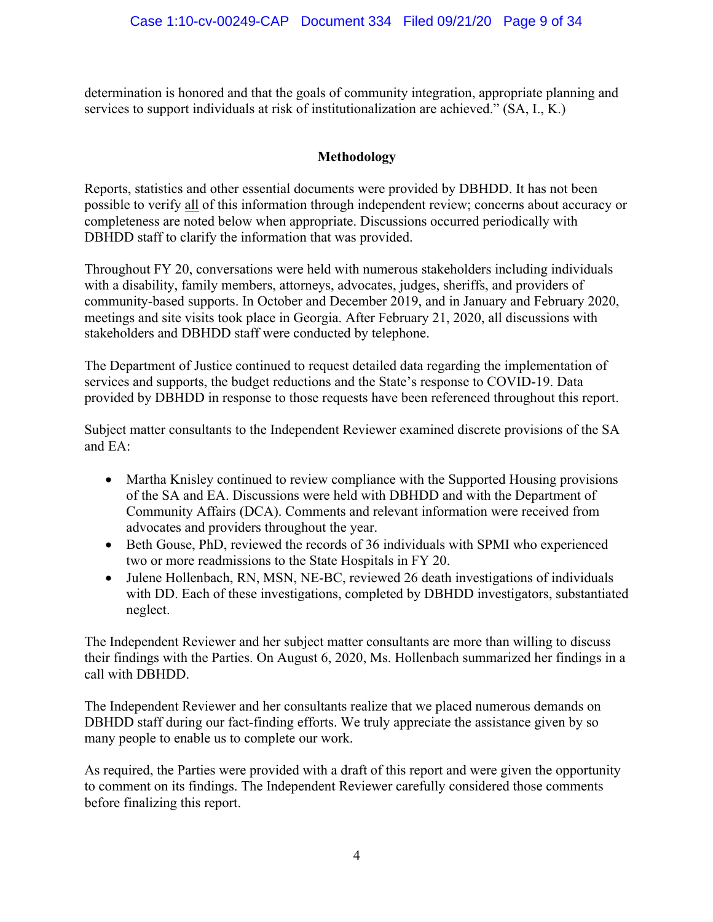determination is honored and that the goals of community integration, appropriate planning and services to support individuals at risk of institutionalization are achieved." (SA, I., K.)

## Methodology

Reports, statistics and other essential documents were provided by DBHDD. It has not been possible to verify all of this information through independent review; concerns about accuracy or completeness are noted below when appropriate. Discussions occurred periodically with DBHDD staff to clarify the information that was provided.

Throughout FY 20, conversations were held with numerous stakeholders including individuals with a disability, family members, attorneys, advocates, judges, sheriffs, and providers of community-based supports. In October and December 2019, and in January and February 2020, meetings and site visits took place in Georgia. After February 21, 2020, all discussions with stakeholders and DBHDD staff were conducted by telephone.

The Department of Justice continued to request detailed data regarding the implementation of services and supports, the budget reductions and the State's response to COVID-19. Data provided by DBHDD in response to those requests have been referenced throughout this report.

Subject matter consultants to the Independent Reviewer examined discrete provisions of the SA and EA:

- Martha Knisley continued to review compliance with the Supported Housing provisions of the SA and EA. Discussions were held with DBHDD and with the Department of Community Affairs (DCA). Comments and relevant information were received from advocates and providers throughout the year.
- Beth Gouse, PhD, reviewed the records of 36 individuals with SPMI who experienced two or more readmissions to the State Hospitals in FY 20.
- Julene Hollenbach, RN, MSN, NE-BC, reviewed 26 death investigations of individuals with DD. Each of these investigations, completed by DBHDD investigators, substantiated neglect.

The Independent Reviewer and her subject matter consultants are more than willing to discuss their findings with the Parties. On August 6, 2020, Ms. Hollenbach summarized her findings in a call with DBHDD.

The Independent Reviewer and her consultants realize that we placed numerous demands on DBHDD staff during our fact-finding efforts. We truly appreciate the assistance given by so many people to enable us to complete our work.

As required, the Parties were provided with a draft of this report and were given the opportunity to comment on its findings. The Independent Reviewer carefully considered those comments before finalizing this report.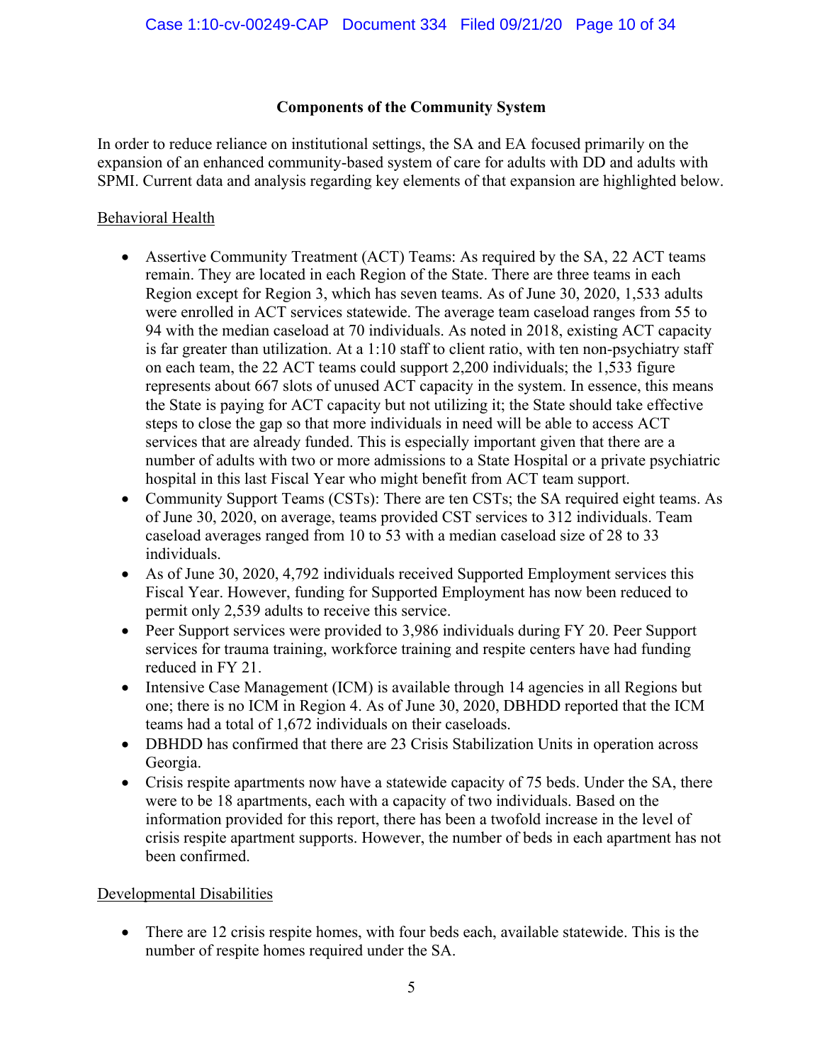**Components of the Community System**

In order to reduce reliance on institutional settings, the SA and EA focused primarily on the expansion of an enhanced community-based system of care for adults with DD and adults with SPMI. Current data and analysis regarding key elements of that expansion are highlighted below.

Behavioral Health

- Assertive Community Treatment (ACT) Teams: As required by the SA, 22 ACT teams remain. They are located in each Region of the State. There are three teams in each Region except for Region 3, which has seven teams. As of June 30, 2020, 1,533 adults were enrolled in ACT services statewide. The average team caseload ranges from 55 to 94 with the median caseload at 70 individuals. As noted in 2018, existing ACT capacity is far greater than utilization. At a 1:10 staff to client ratio, with ten non-psychiatry staff on each team, the 22 ACT teams could support 2,200 individuals; the 1,533 figure represents about 667 slots of unused ACT capacity in the system. In essence, this means the State is paying for ACT capacity but not utilizing it; the State should take effective steps to close the gap so that more individuals in need will be able to access ACT services that are already funded. This is especially important given that there are a number of adults with two or more admissions to a State Hospital or a private psychiatric hospital in this last Fiscal Year who might benefit from ACT team support.
- Community Support Teams (CSTs): There are ten CSTs; the SA required eight teams. As of June 30, 2020, on average, teams provided CST services to 312 individuals. Team caseload averages ranged from 10 to 53 with a median caseload size of 28 to 33 individuals.
- As of June 30, 2020, 4,792 individuals received Supported Employment services this Fiscal Year. However, funding for Supported Employment has now been reduced to permit only 2,539 adults to receive this service.
- Peer Support services were provided to 3,986 individuals during FY 20. Peer Support services for trauma training, workforce training and respite centers have had funding reduced in FY 21.
- Intensive Case Management (ICM) is available through 14 agencies in all Regions but one; there is no ICM in Region 4. As of June 30, 2020, DBHDD reported that the ICM teams had a total of 1,672 individuals on their caseloads.
- DBHDD has confirmed that there are 23 Crisis Stabilization Units in operation across Georgia.
- Crisis respite apartments now have a statewide capacity of 75 beds. Under the SA, there were to be 18 apartments, each with a capacity of two individuals. Based on the information provided for this report, there has been a twofold increase in the level of crisis respite apartment supports. However, the number of beds in each apartment has not been confirmed.

Developmental Disabilities

- There are 12 crisis respite homes, with four beds each, available statewide. This is the number of respite homes required under the SA.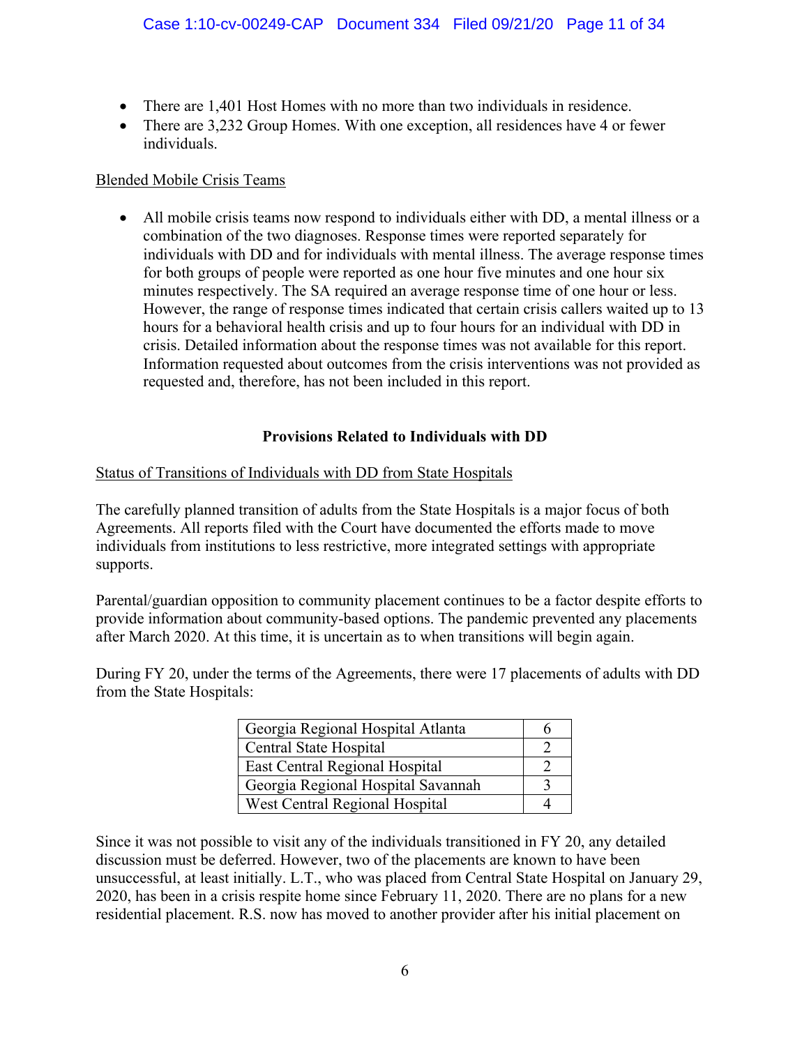- There are 1,401 Host Homes with no more than two individuals in residence.
- There are 3,232 Group Homes. With one exception, all residences have 4 or fewer individuals.

Blended Mobile Crisis Teams

- All mobile crisis teams now respond to individuals either with DD, a mental illness or a combination of the two diagnoses. Response times were reported separately for individuals with DD and for individuals with mental illness. The average response times for both groups of people were reported as one hour five minutes and one hour six minutes respectively. The SA required an average response time of one hour or less. However, the range of response times indicated that certain crisis callers waited up to 13 hours for a behavioral health crisis and up to four hours for an individual with DD in crisis. Detailed information about the response times was not available for this report. Information requested about outcomes from the crisis interventions was not provided as requested and, therefore, has not been included in this report.

## Provisions Related to Individuals with DD

Status of Transitions of Individuals with DD from State Hospitals

The carefully planned transition of adults from the State Hospitals is a major focus of both Agreements. All reports filed with the Court have documented the efforts made to move individuals from institutions to less restrictive, more integrated settings with appropriate supports.

Parental/guardian opposition to community placement continues to be a factor despite efforts to provide information about community-based options. The pandemic prevented any placements after March 2020. At this time, it is uncertain as to when transitions will begin again.

During FY 20, under the terms of the Agreements, there were 17 placements of adults with DD from the State Hospitals:

| | |
|---|---|
| Georgia Regional Hospital Atlanta | 6 |
| Central State Hospital | 2 |
| East Central Regional Hospital | 2 |
| Georgia Regional Hospital Savannah | 3 |
| West Central Regional Hospital | 4 |

Since it was not possible to visit any of the individuals transitioned in FY 20, any detailed discussion must be deferred. However, two of the placements are known to have been unsuccessful, at least initially. L.T., who was placed from Central State Hospital on January 29, 2020, has been in a crisis respite home since February 11, 2020. There are no plans for a new residential placement. R.S. now has moved to another provider after his initial placement on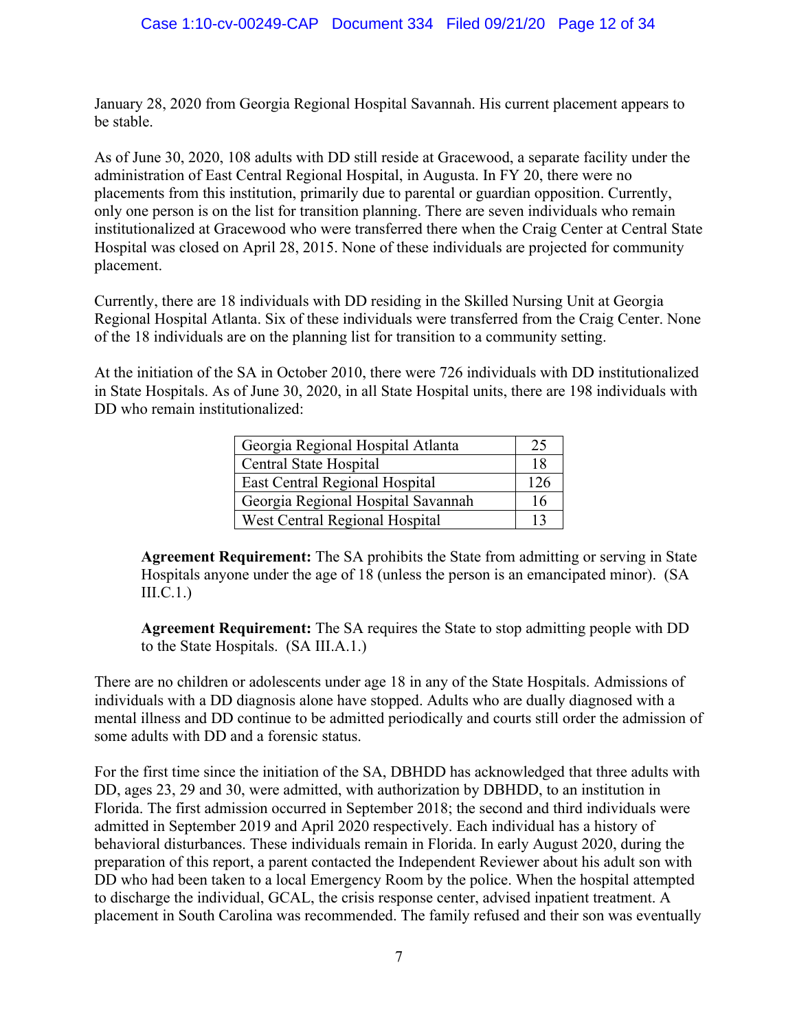January 28, 2020 from Georgia Regional Hospital Savannah. His current placement appears to be stable.

As of June 30, 2020, 108 adults with DD still reside at Gracewood, a separate facility under the administration of East Central Regional Hospital, in Augusta. In FY 20, there were no placements from this institution, primarily due to parental or guardian opposition. Currently, only one person is on the list for transition planning. There are seven individuals who remain institutionalized at Gracewood who were transferred there when the Craig Center at Central State Hospital was closed on April 28, 2015. None of these individuals are projected for community placement.

Currently, there are 18 individuals with DD residing in the Skilled Nursing Unit at Georgia Regional Hospital Atlanta. Six of these individuals were transferred from the Craig Center. None of the 18 individuals are on the planning list for transition to a community setting.

At the initiation of the SA in October 2010, there were 726 individuals with DD institutionalized in State Hospitals. As of June 30, 2020, in all State Hospital units, there are 198 individuals with DD who remain institutionalized:

| | |
|---|---|
| Georgia Regional Hospital Atlanta | 25 |
| Central State Hospital | 18 |
| East Central Regional Hospital | 126 |
| Georgia Regional Hospital Savannah | 16 |
| West Central Regional Hospital | 13 |

> **Agreement Requirement:** The SA prohibits the State from admitting or serving in State Hospitals anyone under the age of 18 (unless the person is an emancipated minor). (SA III.C.1.)
>
> **Agreement Requirement:** The SA requires the State to stop admitting people with DD to the State Hospitals. (SA III.A.1.)

There are no children or adolescents under age 18 in any of the State Hospitals. Admissions of individuals with a DD diagnosis alone have stopped. Adults who are dually diagnosed with a mental illness and DD continue to be admitted periodically and courts still order the admission of some adults with DD and a forensic status.

For the first time since the initiation of the SA, DBHDD has acknowledged that three adults with DD, ages 23, 29 and 30, were admitted, with authorization by DBHDD, to an institution in Florida. The first admission occurred in September 2018; the second and third individuals were admitted in September 2019 and April 2020 respectively. Each individual has a history of behavioral disturbances. These individuals remain in Florida. In early August 2020, during the preparation of this report, a parent contacted the Independent Reviewer about his adult son with DD who had been taken to a local Emergency Room by the police. When the hospital attempted to discharge the individual, GCAL, the crisis response center, advised inpatient treatment. A placement in South Carolina was recommended. The family refused and their son was eventually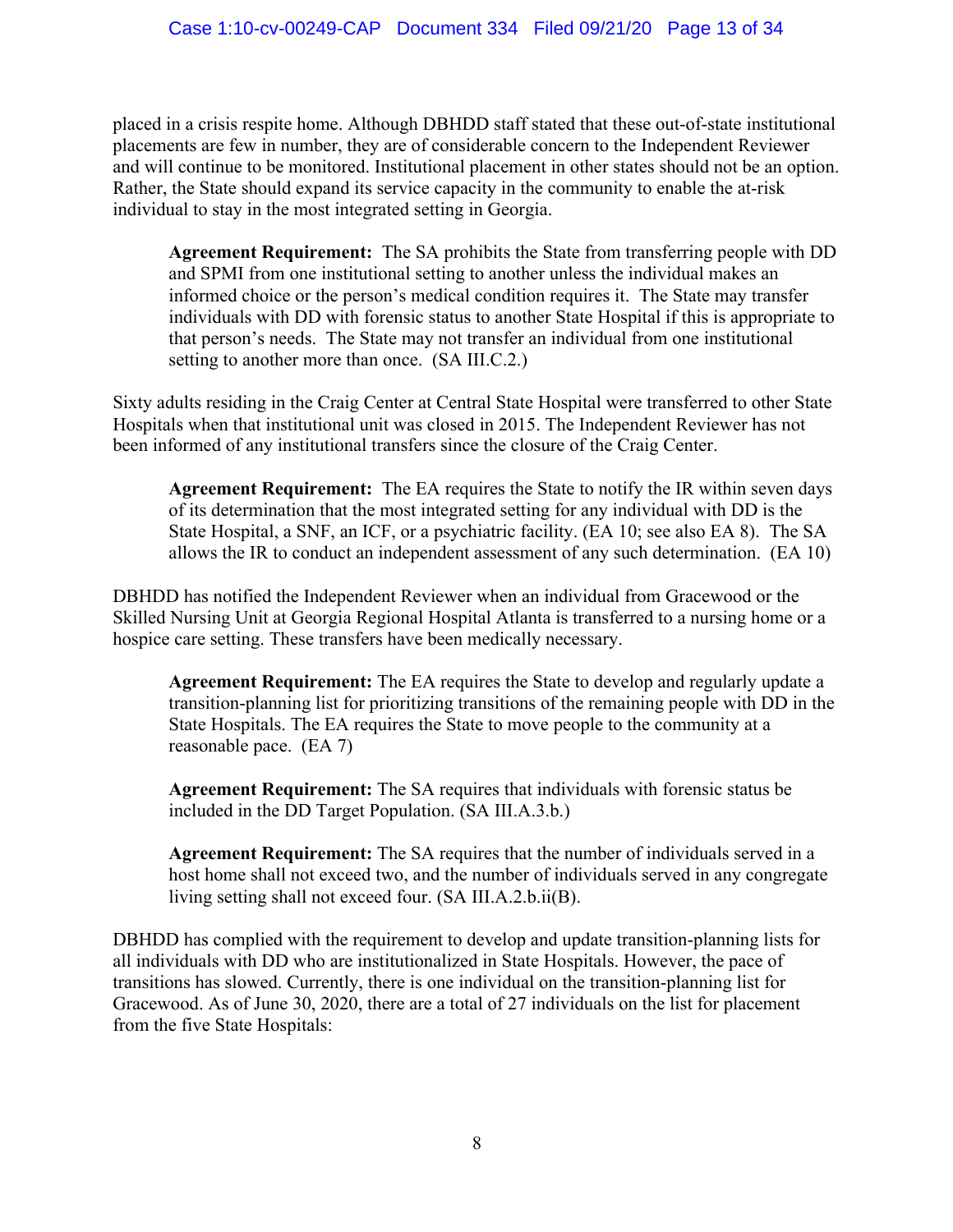placed in a crisis respite home. Although DBHDD staff stated that these out-of-state institutional placements are few in number, they are of considerable concern to the Independent Reviewer and will continue to be monitored. Institutional placement in other states should not be an option. Rather, the State should expand its service capacity in the community to enable the at-risk individual to stay in the most integrated setting in Georgia.

> **Agreement Requirement:** The SA prohibits the State from transferring people with DD and SPMI from one institutional setting to another unless the individual makes an informed choice or the person's medical condition requires it. The State may transfer individuals with DD with forensic status to another State Hospital if this is appropriate to that person's needs. The State may not transfer an individual from one institutional setting to another more than once. (SA III.C.2.)

Sixty adults residing in the Craig Center at Central State Hospital were transferred to other State Hospitals when that institutional unit was closed in 2015. The Independent Reviewer has not been informed of any institutional transfers since the closure of the Craig Center.

> **Agreement Requirement:** The EA requires the State to notify the IR within seven days of its determination that the most integrated setting for any individual with DD is the State Hospital, a SNF, an ICF, or a psychiatric facility. (EA 10; see also EA 8). The SA allows the IR to conduct an independent assessment of any such determination. (EA 10)

DBHDD has notified the Independent Reviewer when an individual from Gracewood or the Skilled Nursing Unit at Georgia Regional Hospital Atlanta is transferred to a nursing home or a hospice care setting. These transfers have been medically necessary.

> **Agreement Requirement:** The EA requires the State to develop and regularly update a transition-planning list for prioritizing transitions of the remaining people with DD in the State Hospitals. The EA requires the State to move people to the community at a reasonable pace. (EA 7)

> **Agreement Requirement:** The SA requires that individuals with forensic status be included in the DD Target Population. (SA III.A.3.b.)

> **Agreement Requirement:** The SA requires that the number of individuals served in a host home shall not exceed two, and the number of individuals served in any congregate living setting shall not exceed four. (SA III.A.2.b.ii(B).

DBHDD has complied with the requirement to develop and update transition-planning lists for all individuals with DD who are institutionalized in State Hospitals. However, the pace of transitions has slowed. Currently, there is one individual on the transition-planning list for Gracewood. As of June 30, 2020, there are a total of 27 individuals on the list for placement from the five State Hospitals: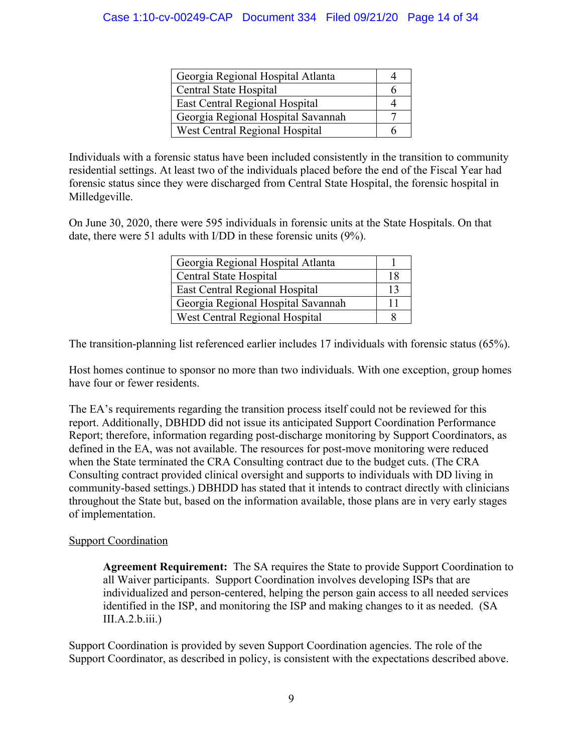| Georgia Regional Hospital Atlanta | 4 |
|---|---|
| Central State Hospital | 6 |
| East Central Regional Hospital | 4 |
| Georgia Regional Hospital Savannah | 7 |
| West Central Regional Hospital | 6 |

Individuals with a forensic status have been included consistently in the transition to community residential settings. At least two of the individuals placed before the end of the Fiscal Year had forensic status since they were discharged from Central State Hospital, the forensic hospital in Milledgeville.

On June 30, 2020, there were 595 individuals in forensic units at the State Hospitals. On that date, there were 51 adults with I/DD in these forensic units (9%).

| Georgia Regional Hospital Atlanta | 1 |
|---|---|
| Central State Hospital | 18 |
| East Central Regional Hospital | 13 |
| Georgia Regional Hospital Savannah | 11 |
| West Central Regional Hospital | 8 |

The transition-planning list referenced earlier includes 17 individuals with forensic status (65%).

Host homes continue to sponsor no more than two individuals. With one exception, group homes have four or fewer residents.

The EA's requirements regarding the transition process itself could not be reviewed for this report. Additionally, DBHDD did not issue its anticipated Support Coordination Performance Report; therefore, information regarding post-discharge monitoring by Support Coordinators, as defined in the EA, was not available. The resources for post-move monitoring were reduced when the State terminated the CRA Consulting contract due to the budget cuts. (The CRA Consulting contract provided clinical oversight and supports to individuals with DD living in community-based settings.) DBHDD has stated that it intends to contract directly with clinicians throughout the State but, based on the information available, those plans are in very early stages of implementation.

Support Coordination

> **Agreement Requirement:** The SA requires the State to provide Support Coordination to all Waiver participants. Support Coordination involves developing ISPs that are individualized and person-centered, helping the person gain access to all needed services identified in the ISP, and monitoring the ISP and making changes to it as needed. (SA III.A.2.b.iii.)

Support Coordination is provided by seven Support Coordination agencies. The role of the Support Coordinator, as described in policy, is consistent with the expectations described above.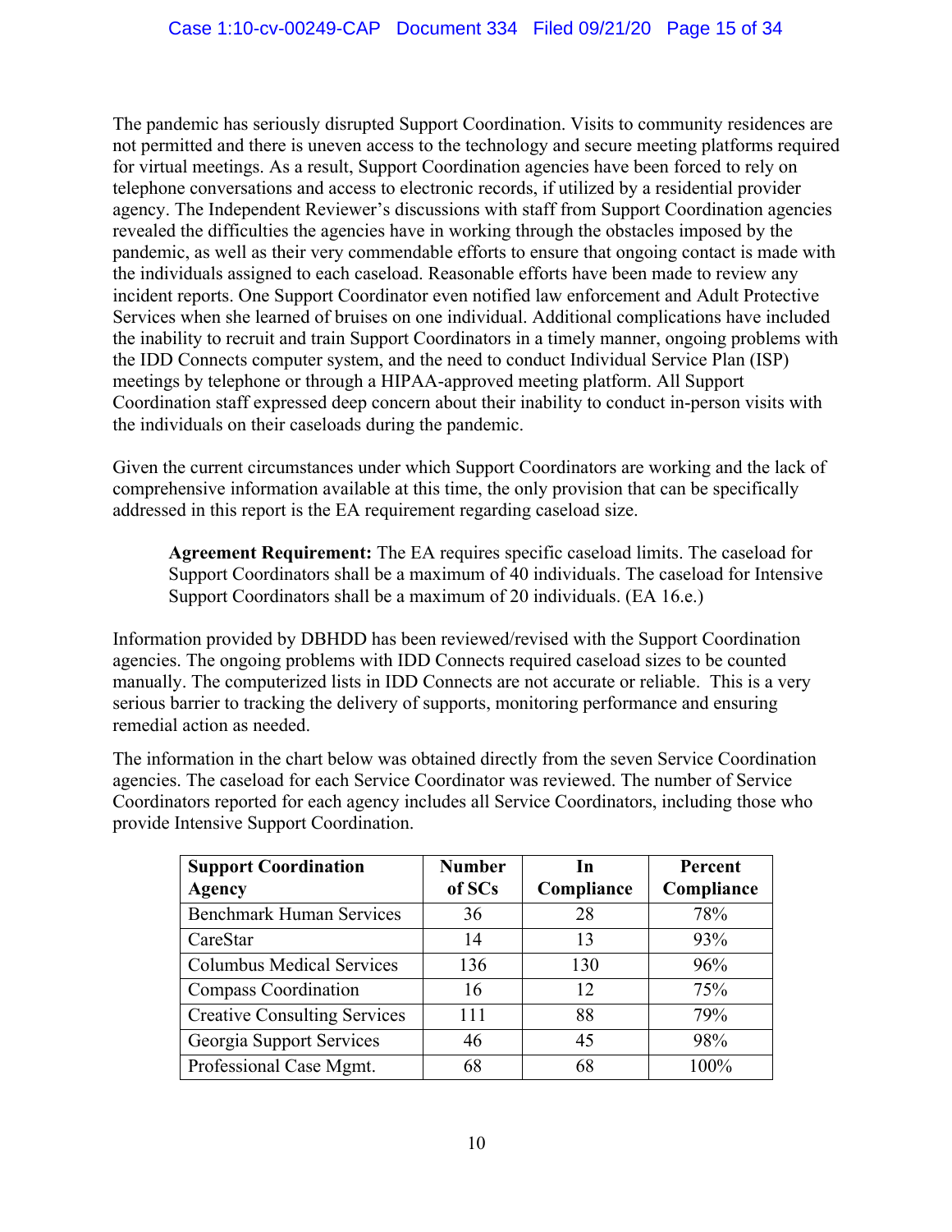The pandemic has seriously disrupted Support Coordination. Visits to community residences are not permitted and there is uneven access to the technology and secure meeting platforms required for virtual meetings. As a result, Support Coordination agencies have been forced to rely on telephone conversations and access to electronic records, if utilized by a residential provider agency. The Independent Reviewer's discussions with staff from Support Coordination agencies revealed the difficulties the agencies have in working through the obstacles imposed by the pandemic, as well as their very commendable efforts to ensure that ongoing contact is made with the individuals assigned to each caseload. Reasonable efforts have been made to review any incident reports. One Support Coordinator even notified law enforcement and Adult Protective Services when she learned of bruises on one individual. Additional complications have included the inability to recruit and train Support Coordinators in a timely manner, ongoing problems with the IDD Connects computer system, and the need to conduct Individual Service Plan (ISP) meetings by telephone or through a HIPAA-approved meeting platform. All Support Coordination staff expressed deep concern about their inability to conduct in-person visits with the individuals on their caseloads during the pandemic.

Given the current circumstances under which Support Coordinators are working and the lack of comprehensive information available at this time, the only provision that can be specifically addressed in this report is the EA requirement regarding caseload size.

> **Agreement Requirement:** The EA requires specific caseload limits. The caseload for Support Coordinators shall be a maximum of 40 individuals. The caseload for Intensive Support Coordinators shall be a maximum of 20 individuals. (EA 16.e.)

Information provided by DBHDD has been reviewed/revised with the Support Coordination agencies. The ongoing problems with IDD Connects required caseload sizes to be counted manually. The computerized lists in IDD Connects are not accurate or reliable. This is a very serious barrier to tracking the delivery of supports, monitoring performance and ensuring remedial action as needed.

The information in the chart below was obtained directly from the seven Service Coordination agencies. The caseload for each Service Coordinator was reviewed. The number of Service Coordinators reported for each agency includes all Service Coordinators, including those who provide Intensive Support Coordination.

| Support Coordination Agency | Number of SCs | In Compliance | Percent Compliance |
|---|---|---|---|
| Benchmark Human Services | 36 | 28 | 78% |
| CareStar | 14 | 13 | 93% |
| Columbus Medical Services | 136 | 130 | 96% |
| Compass Coordination | 16 | 12 | 75% |
| Creative Consulting Services | 111 | 88 | 79% |
| Georgia Support Services | 46 | 45 | 98% |
| Professional Case Mgmt. | 68 | 68 | 100% |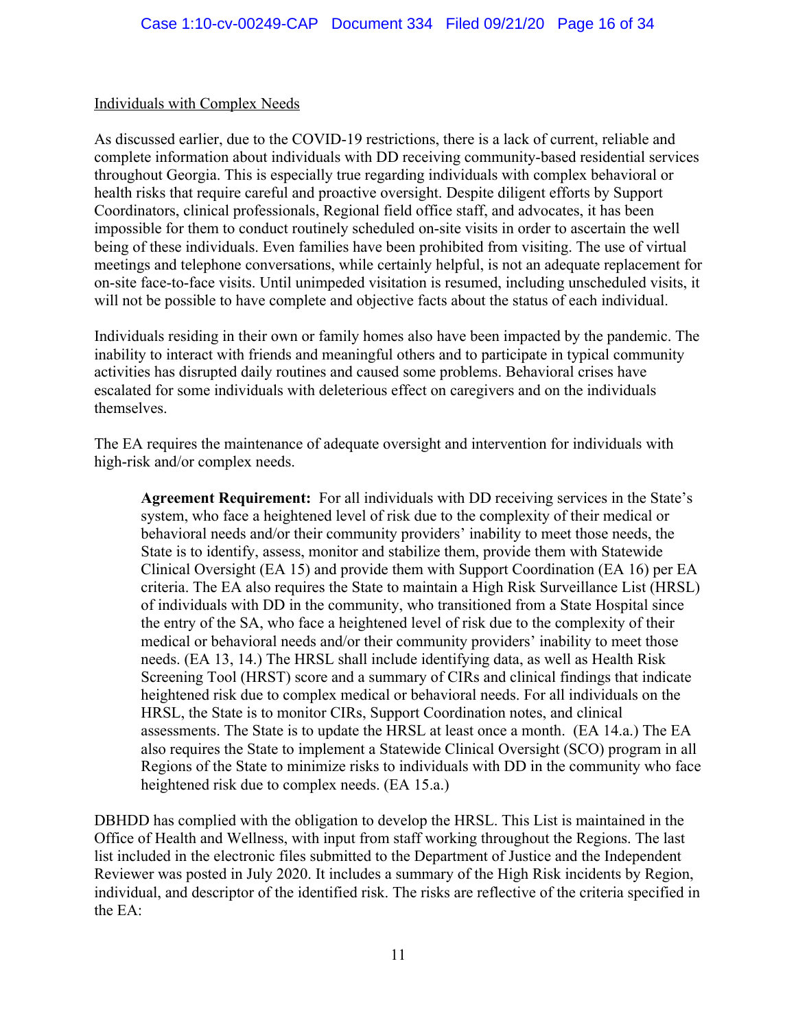Individuals with Complex Needs

As discussed earlier, due to the COVID-19 restrictions, there is a lack of current, reliable and complete information about individuals with DD receiving community-based residential services throughout Georgia. This is especially true regarding individuals with complex behavioral or health risks that require careful and proactive oversight. Despite diligent efforts by Support Coordinators, clinical professionals, Regional field office staff, and advocates, it has been impossible for them to conduct routinely scheduled on-site visits in order to ascertain the well being of these individuals. Even families have been prohibited from visiting. The use of virtual meetings and telephone conversations, while certainly helpful, is not an adequate replacement for on-site face-to-face visits. Until unimpeded visitation is resumed, including unscheduled visits, it will not be possible to have complete and objective facts about the status of each individual.

Individuals residing in their own or family homes also have been impacted by the pandemic. The inability to interact with friends and meaningful others and to participate in typical community activities has disrupted daily routines and caused some problems. Behavioral crises have escalated for some individuals with deleterious effect on caregivers and on the individuals themselves.

The EA requires the maintenance of adequate oversight and intervention for individuals with high-risk and/or complex needs.

> **Agreement Requirement:** For all individuals with DD receiving services in the State's system, who face a heightened level of risk due to the complexity of their medical or behavioral needs and/or their community providers' inability to meet those needs, the State is to identify, assess, monitor and stabilize them, provide them with Statewide Clinical Oversight (EA 15) and provide them with Support Coordination (EA 16) per EA criteria. The EA also requires the State to maintain a High Risk Surveillance List (HRSL) of individuals with DD in the community, who transitioned from a State Hospital since the entry of the SA, who face a heightened level of risk due to the complexity of their medical or behavioral needs and/or their community providers' inability to meet those needs. (EA 13, 14.) The HRSL shall include identifying data, as well as Health Risk Screening Tool (HRST) score and a summary of CIRs and clinical findings that indicate heightened risk due to complex medical or behavioral needs. For all individuals on the HRSL, the State is to monitor CIRs, Support Coordination notes, and clinical assessments. The State is to update the HRSL at least once a month. (EA 14.a.) The EA also requires the State to implement a Statewide Clinical Oversight (SCO) program in all Regions of the State to minimize risks to individuals with DD in the community who face heightened risk due to complex needs. (EA 15.a.)

DBHDD has complied with the obligation to develop the HRSL. This List is maintained in the Office of Health and Wellness, with input from staff working throughout the Regions. The last list included in the electronic files submitted to the Department of Justice and the Independent Reviewer was posted in July 2020. It includes a summary of the High Risk incidents by Region, individual, and descriptor of the identified risk. The risks are reflective of the criteria specified in the EA: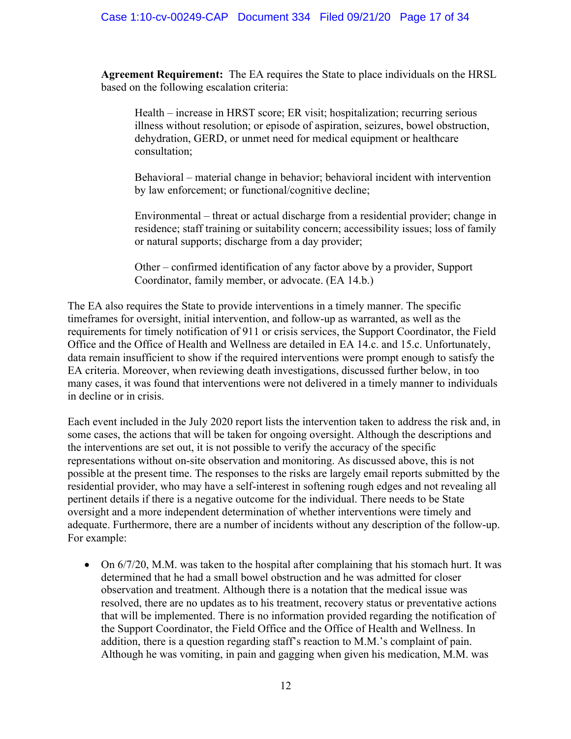**Agreement Requirement:** The EA requires the State to place individuals on the HRSL based on the following escalation criteria:

> Health – increase in HRST score; ER visit; hospitalization; recurring serious illness without resolution; or episode of aspiration, seizures, bowel obstruction, dehydration, GERD, or unmet need for medical equipment or healthcare consultation;
>
> Behavioral – material change in behavior; behavioral incident with intervention by law enforcement; or functional/cognitive decline;
>
> Environmental – threat or actual discharge from a residential provider; change in residence; staff training or suitability concern; accessibility issues; loss of family or natural supports; discharge from a day provider;
>
> Other – confirmed identification of any factor above by a provider, Support Coordinator, family member, or advocate. (EA 14.b.)

The EA also requires the State to provide interventions in a timely manner. The specific timeframes for oversight, initial intervention, and follow-up as warranted, as well as the requirements for timely notification of 911 or crisis services, the Support Coordinator, the Field Office and the Office of Health and Wellness are detailed in EA 14.c. and 15.c. Unfortunately, data remain insufficient to show if the required interventions were prompt enough to satisfy the EA criteria. Moreover, when reviewing death investigations, discussed further below, in too many cases, it was found that interventions were not delivered in a timely manner to individuals in decline or in crisis.

Each event included in the July 2020 report lists the intervention taken to address the risk and, in some cases, the actions that will be taken for ongoing oversight. Although the descriptions and the interventions are set out, it is not possible to verify the accuracy of the specific representations without on-site observation and monitoring. As discussed above, this is not possible at the present time. The responses to the risks are largely email reports submitted by the residential provider, who may have a self-interest in softening rough edges and not revealing all pertinent details if there is a negative outcome for the individual. There needs to be State oversight and a more independent determination of whether interventions were timely and adequate. Furthermore, there are a number of incidents without any description of the follow-up. For example:

- On 6/7/20, M.M. was taken to the hospital after complaining that his stomach hurt. It was determined that he had a small bowel obstruction and he was admitted for closer observation and treatment. Although there is a notation that the medical issue was resolved, there are no updates as to his treatment, recovery status or preventative actions that will be implemented. There is no information provided regarding the notification of the Support Coordinator, the Field Office and the Office of Health and Wellness. In addition, there is a question regarding staff's reaction to M.M.'s complaint of pain. Although he was vomiting, in pain and gagging when given his medication, M.M. was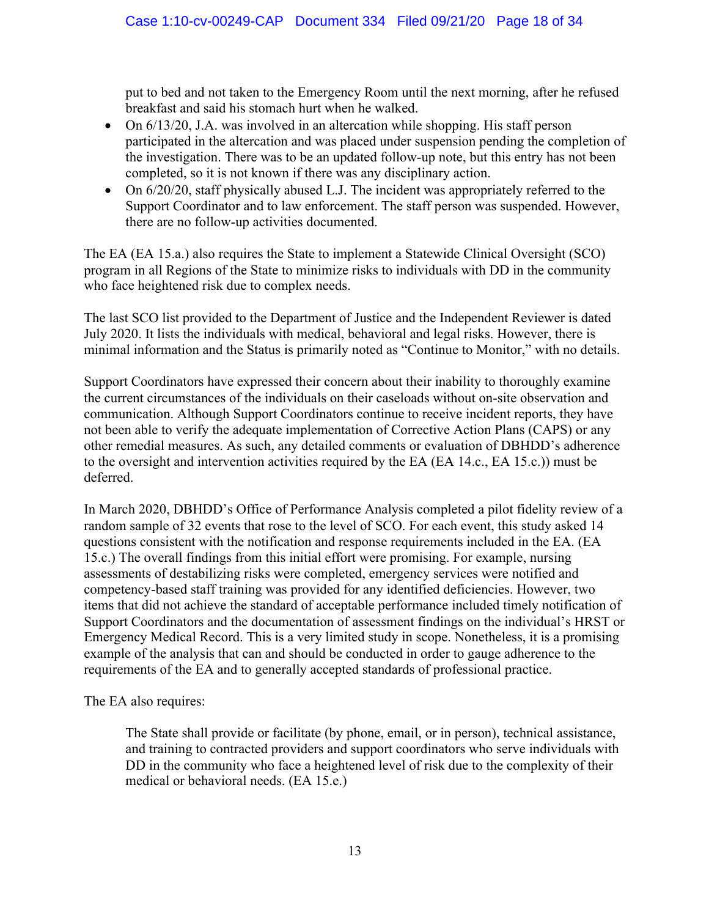put to bed and not taken to the Emergency Room until the next morning, after he refused breakfast and said his stomach hurt when he walked.

- On 6/13/20, J.A. was involved in an altercation while shopping. His staff person participated in the altercation and was placed under suspension pending the completion of the investigation. There was to be an updated follow-up note, but this entry has not been completed, so it is not known if there was any disciplinary action.
- On 6/20/20, staff physically abused L.J. The incident was appropriately referred to the Support Coordinator and to law enforcement. The staff person was suspended. However, there are no follow-up activities documented.

The EA (EA 15.a.) also requires the State to implement a Statewide Clinical Oversight (SCO) program in all Regions of the State to minimize risks to individuals with DD in the community who face heightened risk due to complex needs.

The last SCO list provided to the Department of Justice and the Independent Reviewer is dated July 2020. It lists the individuals with medical, behavioral and legal risks. However, there is minimal information and the Status is primarily noted as "Continue to Monitor," with no details.

Support Coordinators have expressed their concern about their inability to thoroughly examine the current circumstances of the individuals on their caseloads without on-site observation and communication. Although Support Coordinators continue to receive incident reports, they have not been able to verify the adequate implementation of Corrective Action Plans (CAPS) or any other remedial measures. As such, any detailed comments or evaluation of DBHDD's adherence to the oversight and intervention activities required by the EA (EA 14.c., EA 15.c.)) must be deferred.

In March 2020, DBHDD's Office of Performance Analysis completed a pilot fidelity review of a random sample of 32 events that rose to the level of SCO. For each event, this study asked 14 questions consistent with the notification and response requirements included in the EA. (EA 15.c.) The overall findings from this initial effort were promising. For example, nursing assessments of destabilizing risks were completed, emergency services were notified and competency-based staff training was provided for any identified deficiencies. However, two items that did not achieve the standard of acceptable performance included timely notification of Support Coordinators and the documentation of assessment findings on the individual's HRST or Emergency Medical Record. This is a very limited study in scope. Nonetheless, it is a promising example of the analysis that can and should be conducted in order to gauge adherence to the requirements of the EA and to generally accepted standards of professional practice.

The EA also requires:

> The State shall provide or facilitate (by phone, email, or in person), technical assistance, and training to contracted providers and support coordinators who serve individuals with DD in the community who face a heightened level of risk due to the complexity of their medical or behavioral needs. (EA 15.e.)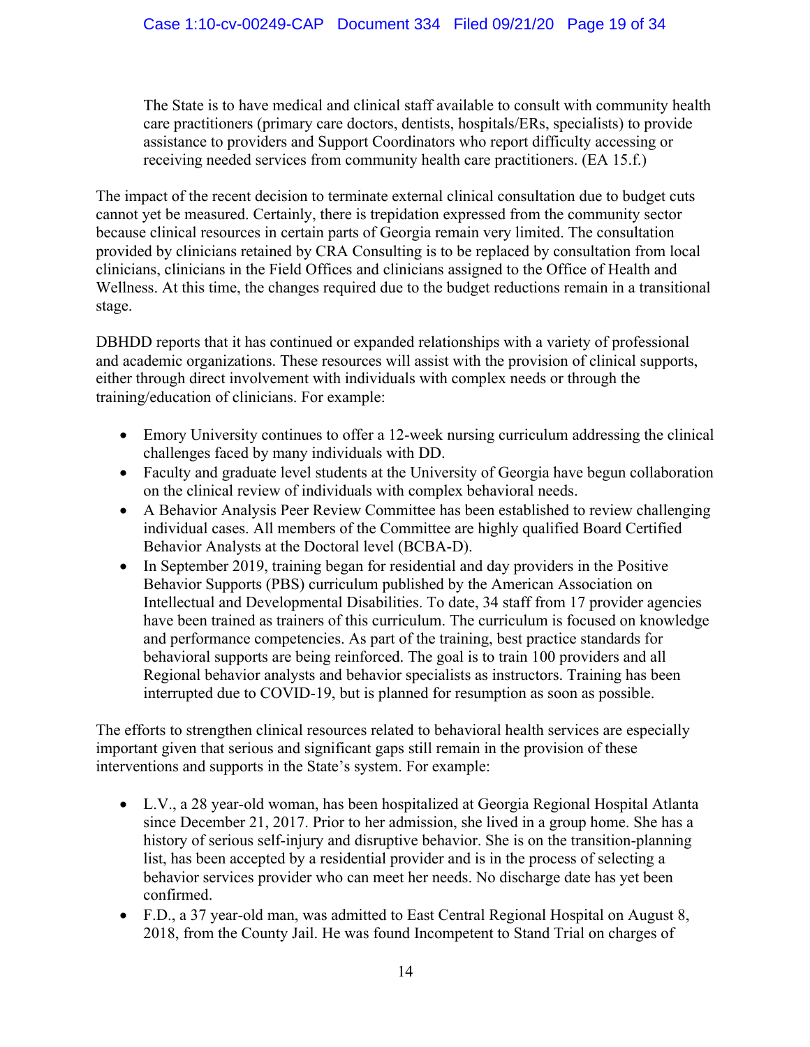> The State is to have medical and clinical staff available to consult with community health care practitioners (primary care doctors, dentists, hospitals/ERs, specialists) to provide assistance to providers and Support Coordinators who report difficulty accessing or receiving needed services from community health care practitioners. (EA 15.f.)

The impact of the recent decision to terminate external clinical consultation due to budget cuts cannot yet be measured. Certainly, there is trepidation expressed from the community sector because clinical resources in certain parts of Georgia remain very limited. The consultation provided by clinicians retained by CRA Consulting is to be replaced by consultation from local clinicians, clinicians in the Field Offices and clinicians assigned to the Office of Health and Wellness. At this time, the changes required due to the budget reductions remain in a transitional stage.

DBHDD reports that it has continued or expanded relationships with a variety of professional and academic organizations. These resources will assist with the provision of clinical supports, either through direct involvement with individuals with complex needs or through the training/education of clinicians. For example:

- Emory University continues to offer a 12-week nursing curriculum addressing the clinical challenges faced by many individuals with DD.
- Faculty and graduate level students at the University of Georgia have begun collaboration on the clinical review of individuals with complex behavioral needs.
- A Behavior Analysis Peer Review Committee has been established to review challenging individual cases. All members of the Committee are highly qualified Board Certified Behavior Analysts at the Doctoral level (BCBA-D).
- In September 2019, training began for residential and day providers in the Positive Behavior Supports (PBS) curriculum published by the American Association on Intellectual and Developmental Disabilities. To date, 34 staff from 17 provider agencies have been trained as trainers of this curriculum. The curriculum is focused on knowledge and performance competencies. As part of the training, best practice standards for behavioral supports are being reinforced. The goal is to train 100 providers and all Regional behavior analysts and behavior specialists as instructors. Training has been interrupted due to COVID-19, but is planned for resumption as soon as possible.

The efforts to strengthen clinical resources related to behavioral health services are especially important given that serious and significant gaps still remain in the provision of these interventions and supports in the State's system. For example:

- L.V., a 28 year-old woman, has been hospitalized at Georgia Regional Hospital Atlanta since December 21, 2017. Prior to her admission, she lived in a group home. She has a history of serious self-injury and disruptive behavior. She is on the transition-planning list, has been accepted by a residential provider and is in the process of selecting a behavior services provider who can meet her needs. No discharge date has yet been confirmed.
- F.D., a 37 year-old man, was admitted to East Central Regional Hospital on August 8, 2018, from the County Jail. He was found Incompetent to Stand Trial on charges of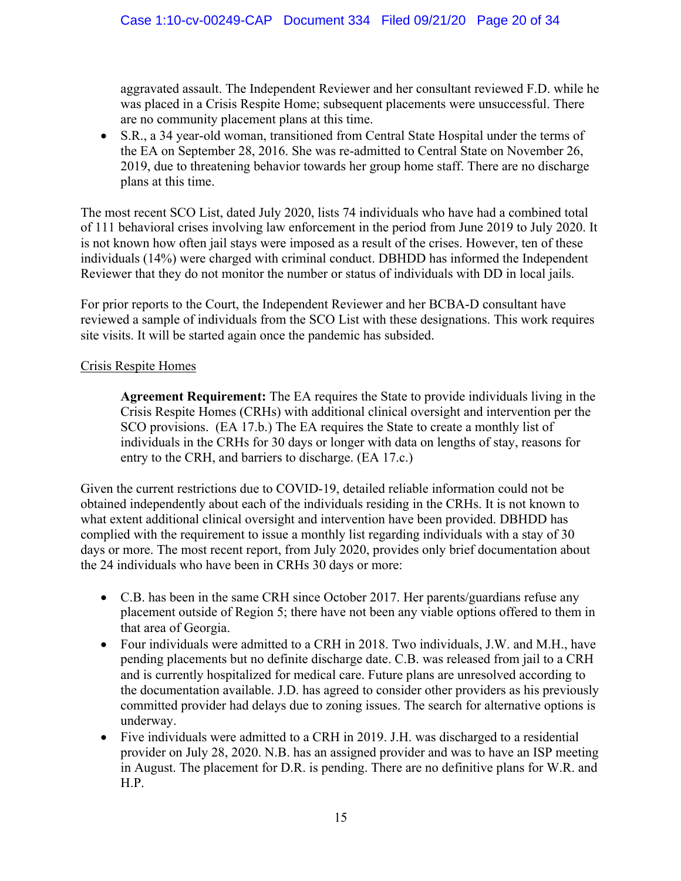aggravated assault. The Independent Reviewer and her consultant reviewed F.D. while he was placed in a Crisis Respite Home; subsequent placements were unsuccessful. There are no community placement plans at this time.
- S.R., a 34 year-old woman, transitioned from Central State Hospital under the terms of the EA on September 28, 2016. She was re-admitted to Central State on November 26, 2019, due to threatening behavior towards her group home staff. There are no discharge plans at this time.

The most recent SCO List, dated July 2020, lists 74 individuals who have had a combined total of 111 behavioral crises involving law enforcement in the period from June 2019 to July 2020. It is not known how often jail stays were imposed as a result of the crises. However, ten of these individuals (14%) were charged with criminal conduct. DBHDD has informed the Independent Reviewer that they do not monitor the number or status of individuals with DD in local jails.

For prior reports to the Court, the Independent Reviewer and her BCBA-D consultant have reviewed a sample of individuals from the SCO List with these designations. This work requires site visits. It will be started again once the pandemic has subsided.

<u>Crisis Respite Homes</u>

> **Agreement Requirement:** The EA requires the State to provide individuals living in the Crisis Respite Homes (CRHs) with additional clinical oversight and intervention per the SCO provisions. (EA 17.b.) The EA requires the State to create a monthly list of individuals in the CRHs for 30 days or longer with data on lengths of stay, reasons for entry to the CRH, and barriers to discharge. (EA 17.c.)

Given the current restrictions due to COVID-19, detailed reliable information could not be obtained independently about each of the individuals residing in the CRHs. It is not known to what extent additional clinical oversight and intervention have been provided. DBHDD has complied with the requirement to issue a monthly list regarding individuals with a stay of 30 days or more. The most recent report, from July 2020, provides only brief documentation about the 24 individuals who have been in CRHs 30 days or more:

- C.B. has been in the same CRH since October 2017. Her parents/guardians refuse any placement outside of Region 5; there have not been any viable options offered to them in that area of Georgia.
- Four individuals were admitted to a CRH in 2018. Two individuals, J.W. and M.H., have pending placements but no definite discharge date. C.B. was released from jail to a CRH and is currently hospitalized for medical care. Future plans are unresolved according to the documentation available. J.D. has agreed to consider other providers as his previously committed provider had delays due to zoning issues. The search for alternative options is underway.
- Five individuals were admitted to a CRH in 2019. J.H. was discharged to a residential provider on July 28, 2020. N.B. has an assigned provider and was to have an ISP meeting in August. The placement for D.R. is pending. There are no definitive plans for W.R. and H.P.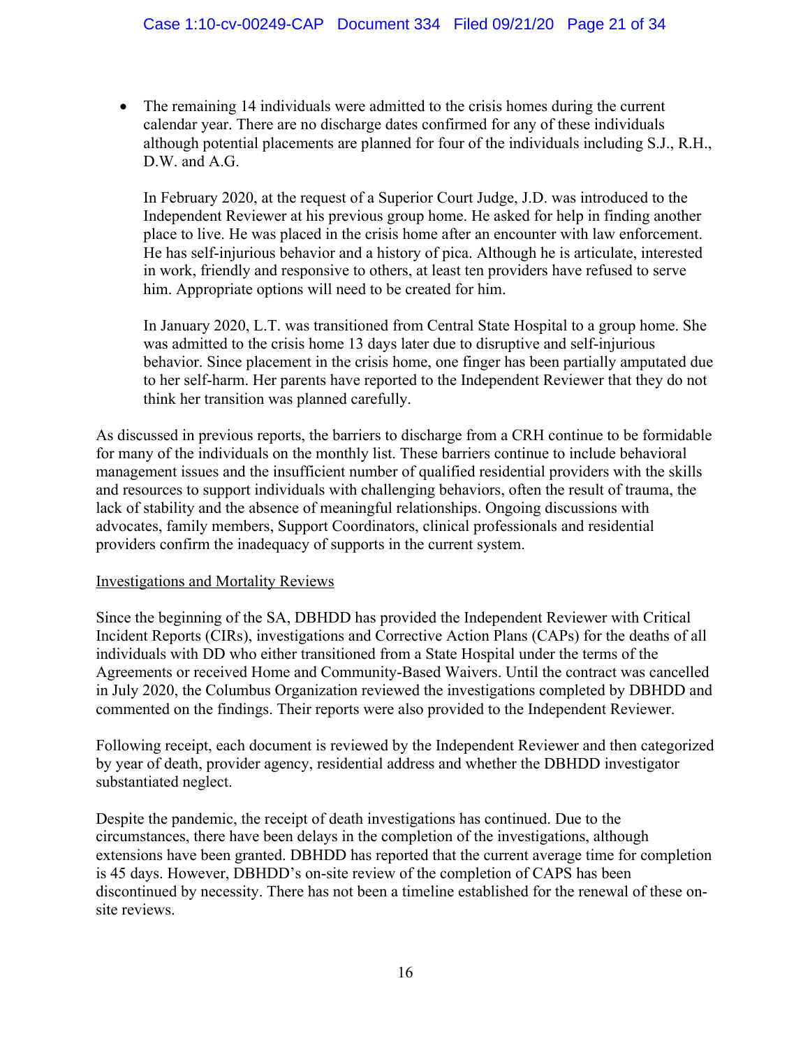- The remaining 14 individuals were admitted to the crisis homes during the current calendar year. There are no discharge dates confirmed for any of these individuals although potential placements are planned for four of the individuals including S.J., R.H., D.W. and A.G.

  In February 2020, at the request of a Superior Court Judge, J.D. was introduced to the Independent Reviewer at his previous group home. He asked for help in finding another place to live. He was placed in the crisis home after an encounter with law enforcement. He has self-injurious behavior and a history of pica. Although he is articulate, interested in work, friendly and responsive to others, at least ten providers have refused to serve him. Appropriate options will need to be created for him.

  In January 2020, L.T. was transitioned from Central State Hospital to a group home. She was admitted to the crisis home 13 days later due to disruptive and self-injurious behavior. Since placement in the crisis home, one finger has been partially amputated due to her self-harm. Her parents have reported to the Independent Reviewer that they do not think her transition was planned carefully.

As discussed in previous reports, the barriers to discharge from a CRH continue to be formidable for many of the individuals on the monthly list. These barriers continue to include behavioral management issues and the insufficient number of qualified residential providers with the skills and resources to support individuals with challenging behaviors, often the result of trauma, the lack of stability and the absence of meaningful relationships. Ongoing discussions with advocates, family members, Support Coordinators, clinical professionals and residential providers confirm the inadequacy of supports in the current system.

<u>Investigations and Mortality Reviews</u>

Since the beginning of the SA, DBHDD has provided the Independent Reviewer with Critical Incident Reports (CIRs), investigations and Corrective Action Plans (CAPs) for the deaths of all individuals with DD who either transitioned from a State Hospital under the terms of the Agreements or received Home and Community-Based Waivers. Until the contract was cancelled in July 2020, the Columbus Organization reviewed the investigations completed by DBHDD and commented on the findings. Their reports were also provided to the Independent Reviewer.

Following receipt, each document is reviewed by the Independent Reviewer and then categorized by year of death, provider agency, residential address and whether the DBHDD investigator substantiated neglect.

Despite the pandemic, the receipt of death investigations has continued. Due to the circumstances, there have been delays in the completion of the investigations, although extensions have been granted. DBHDD has reported that the current average time for completion is 45 days. However, DBHDD's on-site review of the completion of CAPS has been discontinued by necessity. There has not been a timeline established for the renewal of these on-site reviews.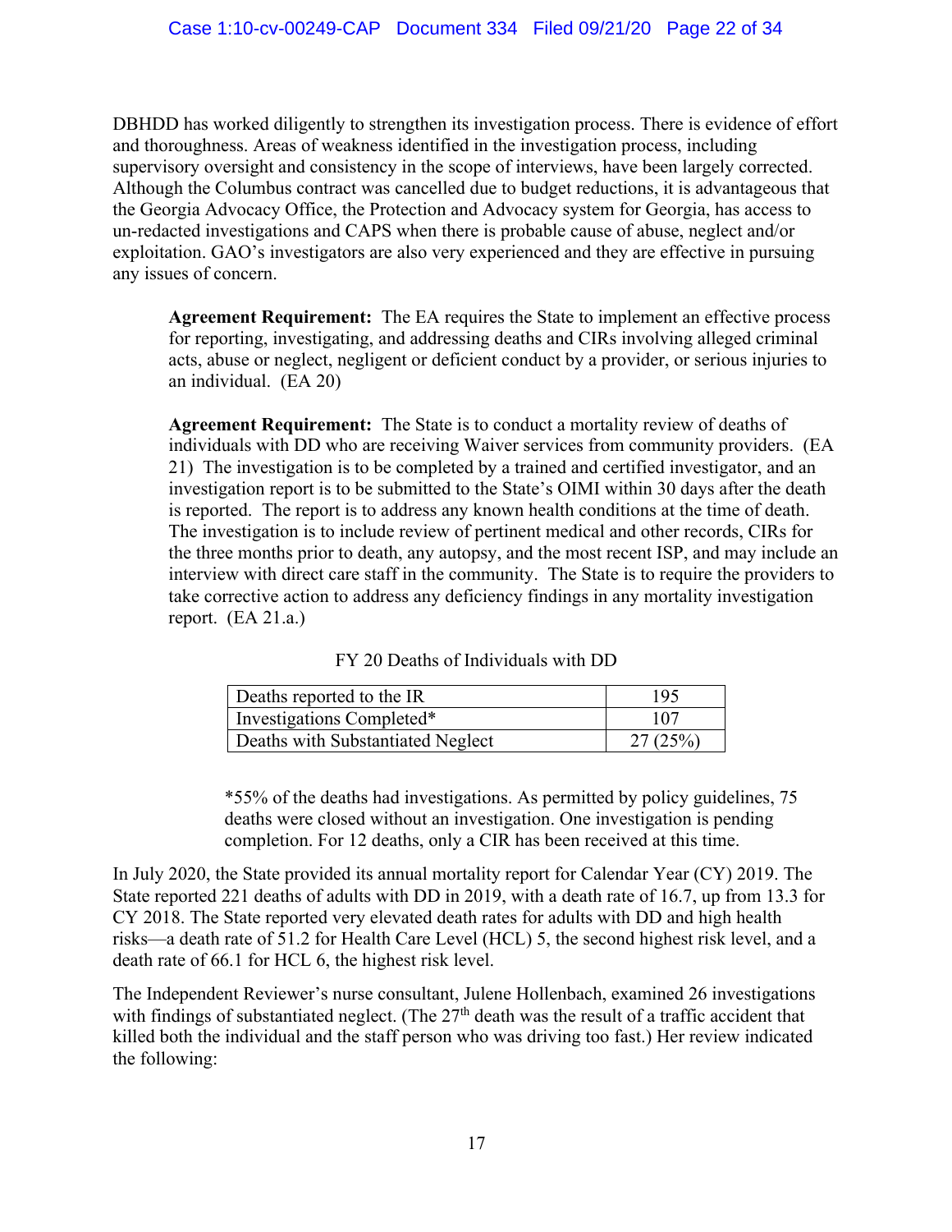DBHDD has worked diligently to strengthen its investigation process. There is evidence of effort and thoroughness. Areas of weakness identified in the investigation process, including supervisory oversight and consistency in the scope of interviews, have been largely corrected. Although the Columbus contract was cancelled due to budget reductions, it is advantageous that the Georgia Advocacy Office, the Protection and Advocacy system for Georgia, has access to un-redacted investigations and CAPS when there is probable cause of abuse, neglect and/or exploitation. GAO's investigators are also very experienced and they are effective in pursuing any issues of concern.

> **Agreement Requirement:** The EA requires the State to implement an effective process for reporting, investigating, and addressing deaths and CIRs involving alleged criminal acts, abuse or neglect, negligent or deficient conduct by a provider, or serious injuries to an individual. (EA 20)
>
> **Agreement Requirement:** The State is to conduct a mortality review of deaths of individuals with DD who are receiving Waiver services from community providers. (EA 21) The investigation is to be completed by a trained and certified investigator, and an investigation report is to be submitted to the State's OIMI within 30 days after the death is reported. The report is to address any known health conditions at the time of death. The investigation is to include review of pertinent medical and other records, CIRs for the three months prior to death, any autopsy, and the most recent ISP, and may include an interview with direct care staff in the community. The State is to require the providers to take corrective action to address any deficiency findings in any mortality investigation report. (EA 21.a.)

FY 20 Deaths of Individuals with DD

| | |
|---|---|
| Deaths reported to the IR | 195 |
| Investigations Completed* | 107 |
| Deaths with Substantiated Neglect | 27 (25%) |

*55% of the deaths had investigations. As permitted by policy guidelines, 75 deaths were closed without an investigation. One investigation is pending completion. For 12 deaths, only a CIR has been received at this time.

In July 2020, the State provided its annual mortality report for Calendar Year (CY) 2019. The State reported 221 deaths of adults with DD in 2019, with a death rate of 16.7, up from 13.3 for CY 2018. The State reported very elevated death rates for adults with DD and high health risks—a death rate of 51.2 for Health Care Level (HCL) 5, the second highest risk level, and a death rate of 66.1 for HCL 6, the highest risk level.

The Independent Reviewer's nurse consultant, Julene Hollenbach, examined 26 investigations with findings of substantiated neglect. (The 27th death was the result of a traffic accident that killed both the individual and the staff person who was driving too fast.) Her review indicated the following: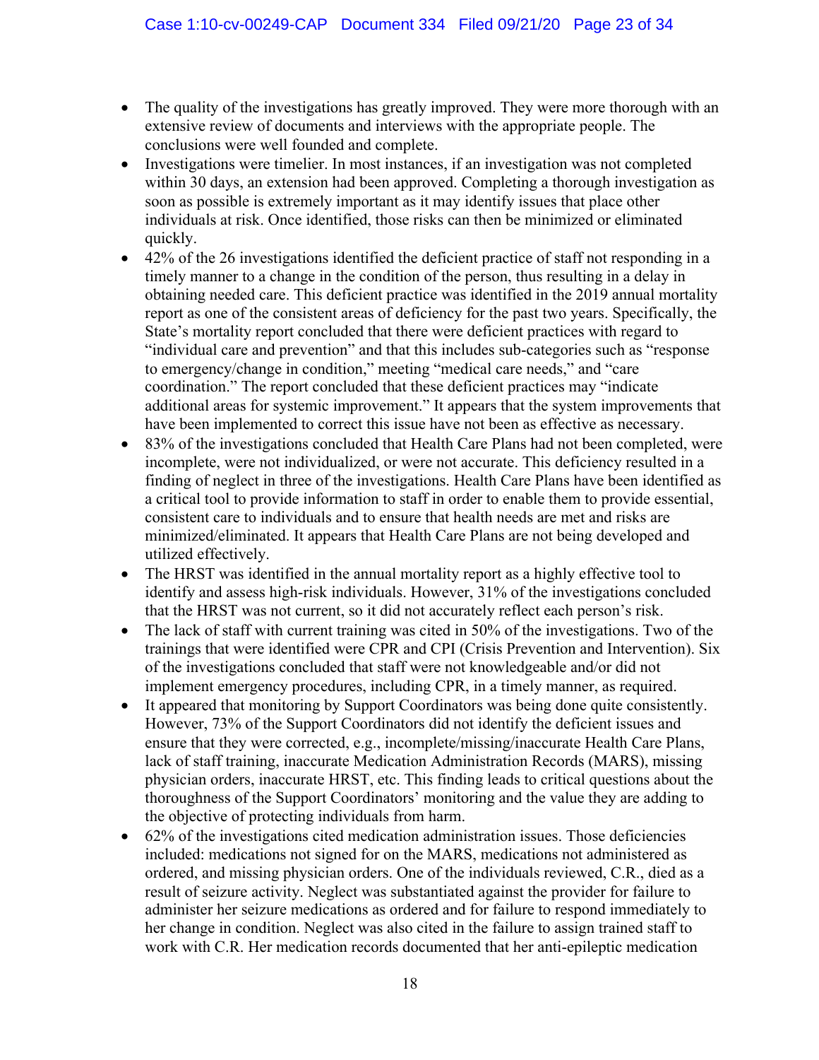- The quality of the investigations has greatly improved. They were more thorough with an extensive review of documents and interviews with the appropriate people. The conclusions were well founded and complete.
- Investigations were timelier. In most instances, if an investigation was not completed within 30 days, an extension had been approved. Completing a thorough investigation as soon as possible is extremely important as it may identify issues that place other individuals at risk. Once identified, those risks can then be minimized or eliminated quickly.
- 42% of the 26 investigations identified the deficient practice of staff not responding in a timely manner to a change in the condition of the person, thus resulting in a delay in obtaining needed care. This deficient practice was identified in the 2019 annual mortality report as one of the consistent areas of deficiency for the past two years. Specifically, the State's mortality report concluded that there were deficient practices with regard to "individual care and prevention" and that this includes sub-categories such as "response to emergency/change in condition," meeting "medical care needs," and "care coordination." The report concluded that these deficient practices may "indicate additional areas for systemic improvement." It appears that the system improvements that have been implemented to correct this issue have not been as effective as necessary.
- 83% of the investigations concluded that Health Care Plans had not been completed, were incomplete, were not individualized, or were not accurate. This deficiency resulted in a finding of neglect in three of the investigations. Health Care Plans have been identified as a critical tool to provide information to staff in order to enable them to provide essential, consistent care to individuals and to ensure that health needs are met and risks are minimized/eliminated. It appears that Health Care Plans are not being developed and utilized effectively.
- The HRST was identified in the annual mortality report as a highly effective tool to identify and assess high-risk individuals. However, 31% of the investigations concluded that the HRST was not current, so it did not accurately reflect each person's risk.
- The lack of staff with current training was cited in 50% of the investigations. Two of the trainings that were identified were CPR and CPI (Crisis Prevention and Intervention). Six of the investigations concluded that staff were not knowledgeable and/or did not implement emergency procedures, including CPR, in a timely manner, as required.
- It appeared that monitoring by Support Coordinators was being done quite consistently. However, 73% of the Support Coordinators did not identify the deficient issues and ensure that they were corrected, e.g., incomplete/missing/inaccurate Health Care Plans, lack of staff training, inaccurate Medication Administration Records (MARS), missing physician orders, inaccurate HRST, etc. This finding leads to critical questions about the thoroughness of the Support Coordinators' monitoring and the value they are adding to the objective of protecting individuals from harm.
- 62% of the investigations cited medication administration issues. Those deficiencies included: medications not signed for on the MARS, medications not administered as ordered, and missing physician orders. One of the individuals reviewed, C.R., died as a result of seizure activity. Neglect was substantiated against the provider for failure to administer her seizure medications as ordered and for failure to respond immediately to her change in condition. Neglect was also cited in the failure to assign trained staff to work with C.R. Her medication records documented that her anti-epileptic medication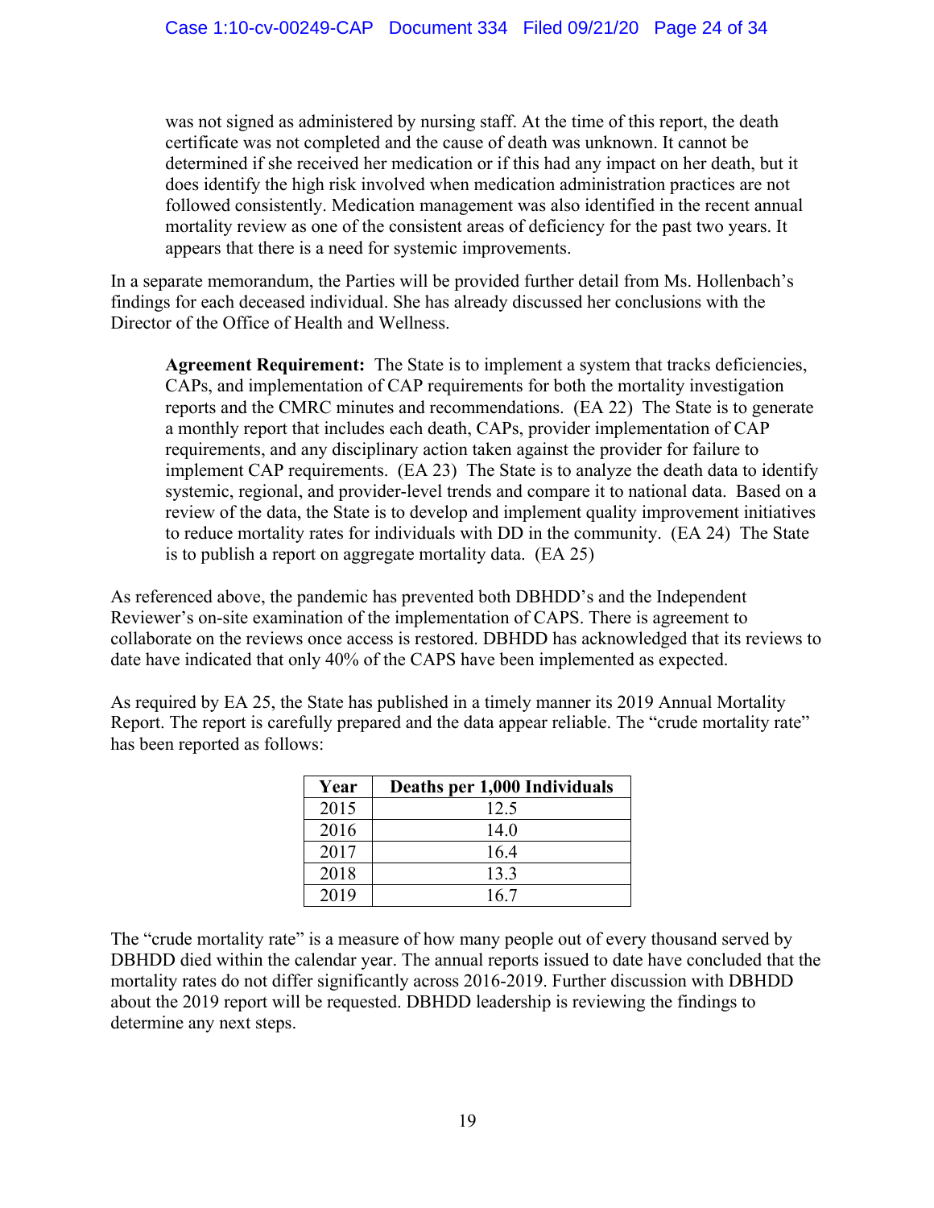was not signed as administered by nursing staff. At the time of this report, the death certificate was not completed and the cause of death was unknown. It cannot be determined if she received her medication or if this had any impact on her death, but it does identify the high risk involved when medication administration practices are not followed consistently. Medication management was also identified in the recent annual mortality review as one of the consistent areas of deficiency for the past two years. It appears that there is a need for systemic improvements.

In a separate memorandum, the Parties will be provided further detail from Ms. Hollenbach's findings for each deceased individual. She has already discussed her conclusions with the Director of the Office of Health and Wellness.

> **Agreement Requirement:** The State is to implement a system that tracks deficiencies, CAPs, and implementation of CAP requirements for both the mortality investigation reports and the CMRC minutes and recommendations. (EA 22) The State is to generate a monthly report that includes each death, CAPs, provider implementation of CAP requirements, and any disciplinary action taken against the provider for failure to implement CAP requirements. (EA 23) The State is to analyze the death data to identify systemic, regional, and provider-level trends and compare it to national data. Based on a review of the data, the State is to develop and implement quality improvement initiatives to reduce mortality rates for individuals with DD in the community. (EA 24) The State is to publish a report on aggregate mortality data. (EA 25)

As referenced above, the pandemic has prevented both DBHDD's and the Independent Reviewer's on-site examination of the implementation of CAPS. There is agreement to collaborate on the reviews once access is restored. DBHDD has acknowledged that its reviews to date have indicated that only 40% of the CAPS have been implemented as expected.

As required by EA 25, the State has published in a timely manner its 2019 Annual Mortality Report. The report is carefully prepared and the data appear reliable. The "crude mortality rate" has been reported as follows:

| Year | Deaths per 1,000 Individuals |
|---|---|
| 2015 | 12.5 |
| 2016 | 14.0 |
| 2017 | 16.4 |
| 2018 | 13.3 |
| 2019 | 16.7 |

The "crude mortality rate" is a measure of how many people out of every thousand served by DBHDD died within the calendar year. The annual reports issued to date have concluded that the mortality rates do not differ significantly across 2016-2019. Further discussion with DBHDD about the 2019 report will be requested. DBHDD leadership is reviewing the findings to determine any next steps.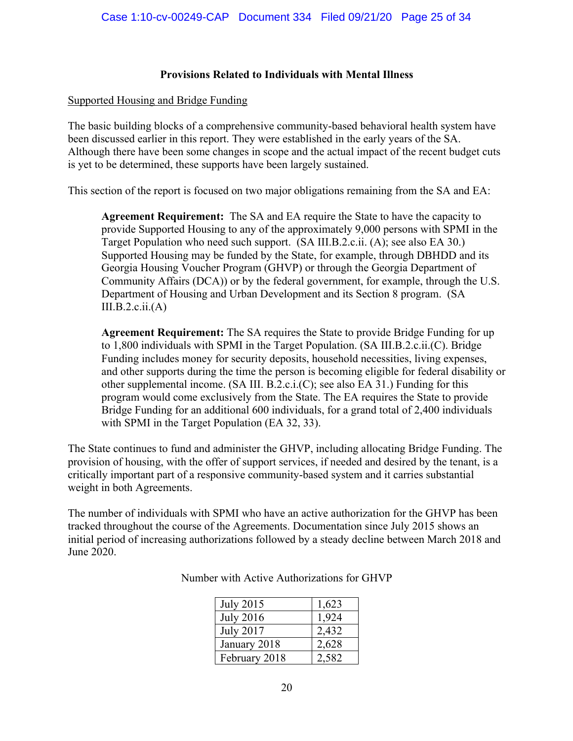**Provisions Related to Individuals with Mental Illness**

Supported Housing and Bridge Funding

The basic building blocks of a comprehensive community-based behavioral health system have been discussed earlier in this report. They were established in the early years of the SA. Although there have been some changes in scope and the actual impact of the recent budget cuts is yet to be determined, these supports have been largely sustained.

This section of the report is focused on two major obligations remaining from the SA and EA:

> **Agreement Requirement:** The SA and EA require the State to have the capacity to provide Supported Housing to any of the approximately 9,000 persons with SPMI in the Target Population who need such support. (SA III.B.2.c.ii. (A); see also EA 30.) Supported Housing may be funded by the State, for example, through DBHDD and its Georgia Housing Voucher Program (GHVP) or through the Georgia Department of Community Affairs (DCA)) or by the federal government, for example, through the U.S. Department of Housing and Urban Development and its Section 8 program. (SA III.B.2.c.ii.(A)

> **Agreement Requirement:** The SA requires the State to provide Bridge Funding for up to 1,800 individuals with SPMI in the Target Population. (SA III.B.2.c.ii.(C). Bridge Funding includes money for security deposits, household necessities, living expenses, and other supports during the time the person is becoming eligible for federal disability or other supplemental income. (SA III. B.2.c.i.(C); see also EA 31.) Funding for this program would come exclusively from the State. The EA requires the State to provide Bridge Funding for an additional 600 individuals, for a grand total of 2,400 individuals with SPMI in the Target Population (EA 32, 33).

The State continues to fund and administer the GHVP, including allocating Bridge Funding. The provision of housing, with the offer of support services, if needed and desired by the tenant, is a critically important part of a responsive community-based system and it carries substantial weight in both Agreements.

The number of individuals with SPMI who have an active authorization for the GHVP has been tracked throughout the course of the Agreements. Documentation since July 2015 shows an initial period of increasing authorizations followed by a steady decline between March 2018 and June 2020.

Number with Active Authorizations for GHVP

| | |
|---|---|
| July 2015 | 1,623 |
| July 2016 | 1,924 |
| July 2017 | 2,432 |
| January 2018 | 2,628 |
| February 2018 | 2,582 |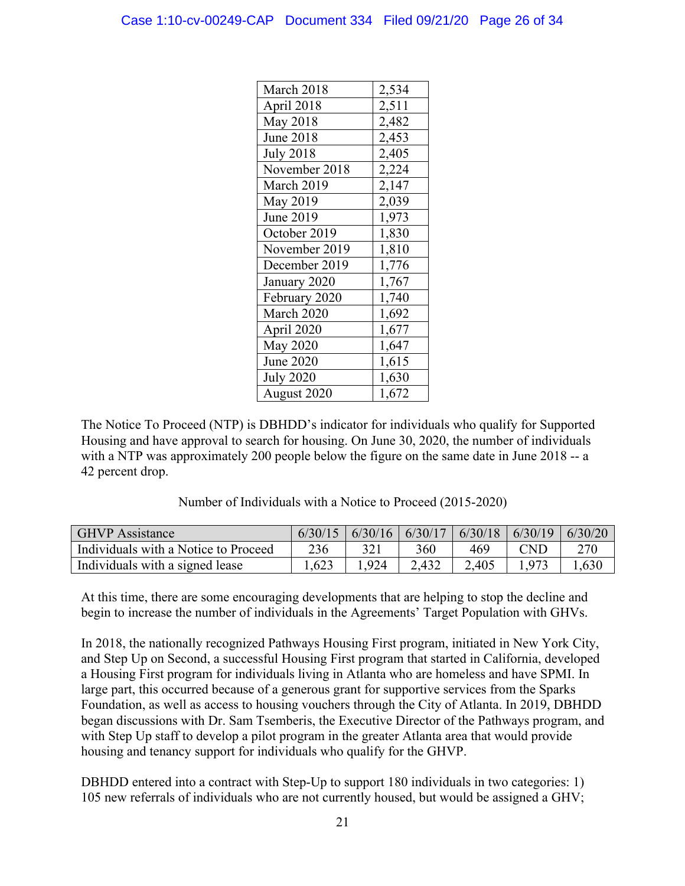| March 2018 | 2,534 |
|---|---|
| April 2018 | 2,511 |
| May 2018 | 2,482 |
| June 2018 | 2,453 |
| July 2018 | 2,405 |
| November 2018 | 2,224 |
| March 2019 | 2,147 |
| May 2019 | 2,039 |
| June 2019 | 1,973 |
| October 2019 | 1,830 |
| November 2019 | 1,810 |
| December 2019 | 1,776 |
| January 2020 | 1,767 |
| February 2020 | 1,740 |
| March 2020 | 1,692 |
| April 2020 | 1,677 |
| May 2020 | 1,647 |
| June 2020 | 1,615 |
| July 2020 | 1,630 |
| August 2020 | 1,672 |

The Notice To Proceed (NTP) is DBHDD's indicator for individuals who qualify for Supported Housing and have approval to search for housing. On June 30, 2020, the number of individuals with a NTP was approximately 200 people below the figure on the same date in June 2018 -- a 42 percent drop.

Number of Individuals with a Notice to Proceed (2015-2020)

| GHVP Assistance | 6/30/15 | 6/30/16 | 6/30/17 | 6/30/18 | 6/30/19 | 6/30/20 |
|---|---|---|---|---|---|---|
| Individuals with a Notice to Proceed | 236 | 321 | 360 | 469 | CND | 270 |
| Individuals with a signed lease | 1,623 | 1,924 | 2,432 | 2,405 | 1,973 | 1,630 |

At this time, there are some encouraging developments that are helping to stop the decline and begin to increase the number of individuals in the Agreements' Target Population with GHVs.

In 2018, the nationally recognized Pathways Housing First program, initiated in New York City, and Step Up on Second, a successful Housing First program that started in California, developed a Housing First program for individuals living in Atlanta who are homeless and have SPMI. In large part, this occurred because of a generous grant for supportive services from the Sparks Foundation, as well as access to housing vouchers through the City of Atlanta. In 2019, DBHDD began discussions with Dr. Sam Tsemberis, the Executive Director of the Pathways program, and with Step Up staff to develop a pilot program in the greater Atlanta area that would provide housing and tenancy support for individuals who qualify for the GHVP.

DBHDD entered into a contract with Step-Up to support 180 individuals in two categories: 1) 105 new referrals of individuals who are not currently housed, but would be assigned a GHV;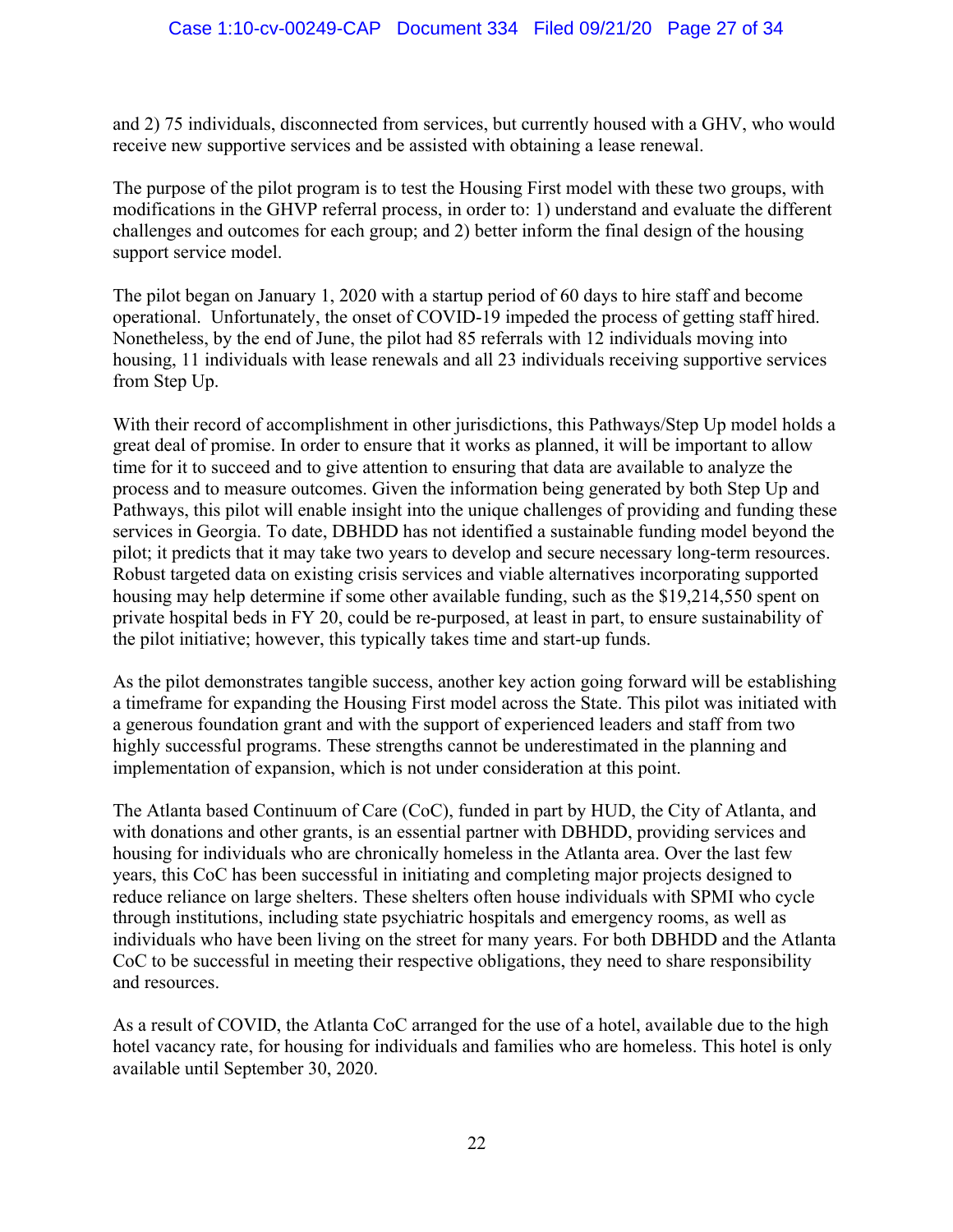and 2) 75 individuals, disconnected from services, but currently housed with a GHV, who would receive new supportive services and be assisted with obtaining a lease renewal.

The purpose of the pilot program is to test the Housing First model with these two groups, with modifications in the GHVP referral process, in order to: 1) understand and evaluate the different challenges and outcomes for each group; and 2) better inform the final design of the housing support service model.

The pilot began on January 1, 2020 with a startup period of 60 days to hire staff and become operational. Unfortunately, the onset of COVID-19 impeded the process of getting staff hired. Nonetheless, by the end of June, the pilot had 85 referrals with 12 individuals moving into housing, 11 individuals with lease renewals and all 23 individuals receiving supportive services from Step Up.

With their record of accomplishment in other jurisdictions, this Pathways/Step Up model holds a great deal of promise. In order to ensure that it works as planned, it will be important to allow time for it to succeed and to give attention to ensuring that data are available to analyze the process and to measure outcomes. Given the information being generated by both Step Up and Pathways, this pilot will enable insight into the unique challenges of providing and funding these services in Georgia. To date, DBHDD has not identified a sustainable funding model beyond the pilot; it predicts that it may take two years to develop and secure necessary long-term resources. Robust targeted data on existing crisis services and viable alternatives incorporating supported housing may help determine if some other available funding, such as the $19,214,550 spent on private hospital beds in FY 20, could be re-purposed, at least in part, to ensure sustainability of the pilot initiative; however, this typically takes time and start-up funds.

As the pilot demonstrates tangible success, another key action going forward will be establishing a timeframe for expanding the Housing First model across the State. This pilot was initiated with a generous foundation grant and with the support of experienced leaders and staff from two highly successful programs. These strengths cannot be underestimated in the planning and implementation of expansion, which is not under consideration at this point.

The Atlanta based Continuum of Care (CoC), funded in part by HUD, the City of Atlanta, and with donations and other grants, is an essential partner with DBHDD, providing services and housing for individuals who are chronically homeless in the Atlanta area. Over the last few years, this CoC has been successful in initiating and completing major projects designed to reduce reliance on large shelters. These shelters often house individuals with SPMI who cycle through institutions, including state psychiatric hospitals and emergency rooms, as well as individuals who have been living on the street for many years. For both DBHDD and the Atlanta CoC to be successful in meeting their respective obligations, they need to share responsibility and resources.

As a result of COVID, the Atlanta CoC arranged for the use of a hotel, available due to the high hotel vacancy rate, for housing for individuals and families who are homeless. This hotel is only available until September 30, 2020.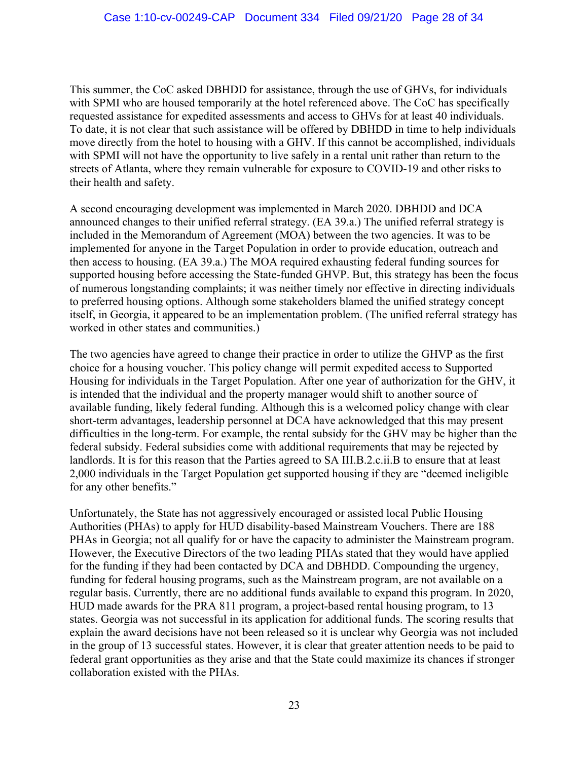This summer, the CoC asked DBHDD for assistance, through the use of GHVs, for individuals with SPMI who are housed temporarily at the hotel referenced above. The CoC has specifically requested assistance for expedited assessments and access to GHVs for at least 40 individuals. To date, it is not clear that such assistance will be offered by DBHDD in time to help individuals move directly from the hotel to housing with a GHV. If this cannot be accomplished, individuals with SPMI will not have the opportunity to live safely in a rental unit rather than return to the streets of Atlanta, where they remain vulnerable for exposure to COVID-19 and other risks to their health and safety.

A second encouraging development was implemented in March 2020. DBHDD and DCA announced changes to their unified referral strategy. (EA 39.a.) The unified referral strategy is included in the Memorandum of Agreement (MOA) between the two agencies. It was to be implemented for anyone in the Target Population in order to provide education, outreach and then access to housing. (EA 39.a.) The MOA required exhausting federal funding sources for supported housing before accessing the State-funded GHVP. But, this strategy has been the focus of numerous longstanding complaints; it was neither timely nor effective in directing individuals to preferred housing options. Although some stakeholders blamed the unified strategy concept itself, in Georgia, it appeared to be an implementation problem. (The unified referral strategy has worked in other states and communities.)

The two agencies have agreed to change their practice in order to utilize the GHVP as the first choice for a housing voucher. This policy change will permit expedited access to Supported Housing for individuals in the Target Population. After one year of authorization for the GHV, it is intended that the individual and the property manager would shift to another source of available funding, likely federal funding. Although this is a welcomed policy change with clear short-term advantages, leadership personnel at DCA have acknowledged that this may present difficulties in the long-term. For example, the rental subsidy for the GHV may be higher than the federal subsidy. Federal subsidies come with additional requirements that may be rejected by landlords. It is for this reason that the Parties agreed to SA III.B.2.c.ii.B to ensure that at least 2,000 individuals in the Target Population get supported housing if they are "deemed ineligible for any other benefits."

Unfortunately, the State has not aggressively encouraged or assisted local Public Housing Authorities (PHAs) to apply for HUD disability-based Mainstream Vouchers. There are 188 PHAs in Georgia; not all qualify for or have the capacity to administer the Mainstream program. However, the Executive Directors of the two leading PHAs stated that they would have applied for the funding if they had been contacted by DCA and DBHDD. Compounding the urgency, funding for federal housing programs, such as the Mainstream program, are not available on a regular basis. Currently, there are no additional funds available to expand this program. In 2020, HUD made awards for the PRA 811 program, a project-based rental housing program, to 13 states. Georgia was not successful in its application for additional funds. The scoring results that explain the award decisions have not been released so it is unclear why Georgia was not included in the group of 13 successful states. However, it is clear that greater attention needs to be paid to federal grant opportunities as they arise and that the State could maximize its chances if stronger collaboration existed with the PHAs.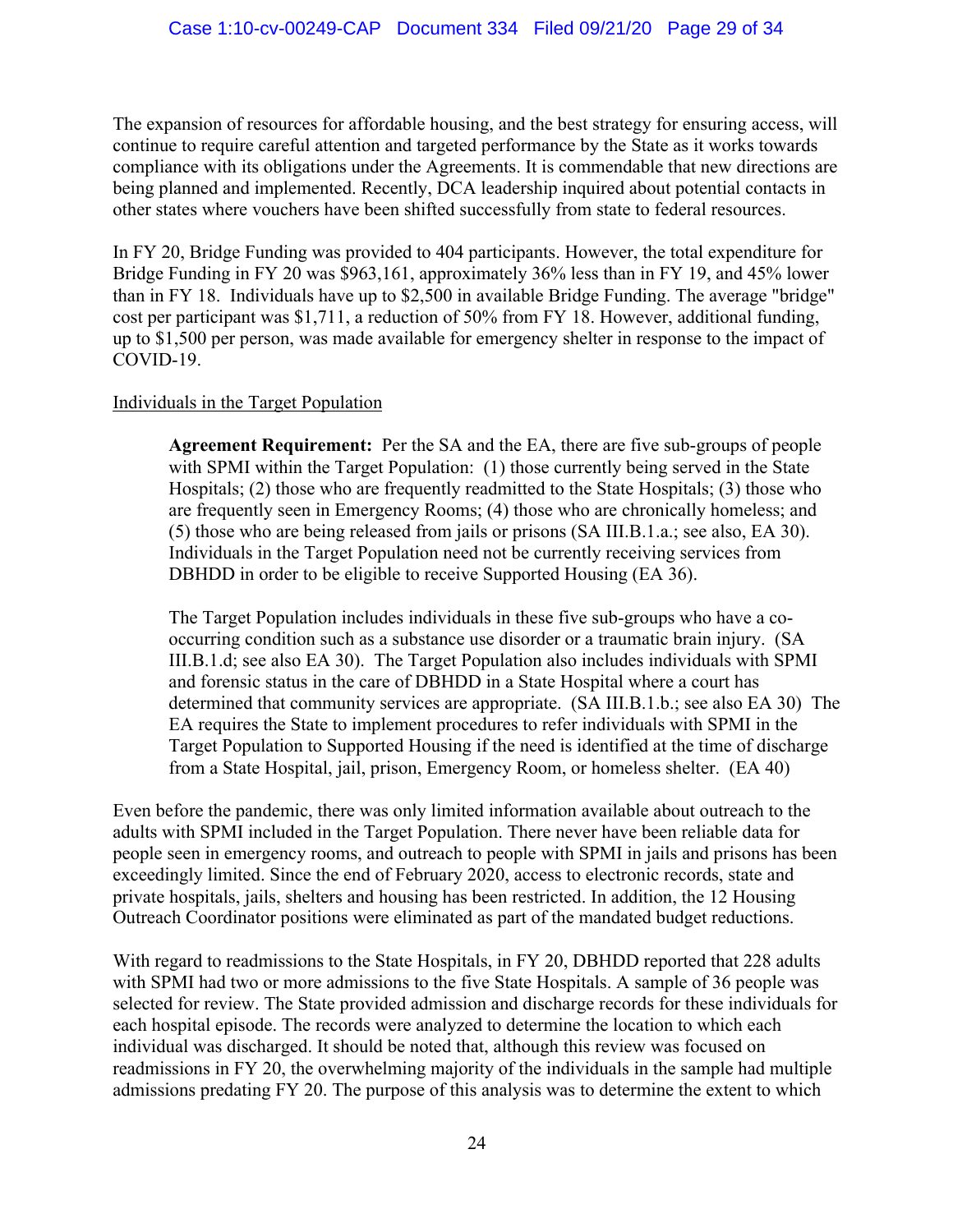The expansion of resources for affordable housing, and the best strategy for ensuring access, will continue to require careful attention and targeted performance by the State as it works towards compliance with its obligations under the Agreements. It is commendable that new directions are being planned and implemented. Recently, DCA leadership inquired about potential contacts in other states where vouchers have been shifted successfully from state to federal resources.

In FY 20, Bridge Funding was provided to 404 participants. However, the total expenditure for Bridge Funding in FY 20 was $963,161, approximately 36% less than in FY 19, and 45% lower than in FY 18. Individuals have up to $2,500 in available Bridge Funding. The average "bridge" cost per participant was $1,711, a reduction of 50% from FY 18. However, additional funding, up to $1,500 per person, was made available for emergency shelter in response to the impact of COVID-19.

<u>Individuals in the Target Population</u>

> **Agreement Requirement:** Per the SA and the EA, there are five sub-groups of people with SPMI within the Target Population: (1) those currently being served in the State Hospitals; (2) those who are frequently readmitted to the State Hospitals; (3) those who are frequently seen in Emergency Rooms; (4) those who are chronically homeless; and (5) those who are being released from jails or prisons (SA III.B.1.a.; see also, EA 30). Individuals in the Target Population need not be currently receiving services from DBHDD in order to be eligible to receive Supported Housing (EA 36).
>
> The Target Population includes individuals in these five sub-groups who have a co-occurring condition such as a substance use disorder or a traumatic brain injury. (SA III.B.1.d; see also EA 30). The Target Population also includes individuals with SPMI and forensic status in the care of DBHDD in a State Hospital where a court has determined that community services are appropriate. (SA III.B.1.b.; see also EA 30) The EA requires the State to implement procedures to refer individuals with SPMI in the Target Population to Supported Housing if the need is identified at the time of discharge from a State Hospital, jail, prison, Emergency Room, or homeless shelter. (EA 40)

Even before the pandemic, there was only limited information available about outreach to the adults with SPMI included in the Target Population. There never have been reliable data for people seen in emergency rooms, and outreach to people with SPMI in jails and prisons has been exceedingly limited. Since the end of February 2020, access to electronic records, state and private hospitals, jails, shelters and housing has been restricted. In addition, the 12 Housing Outreach Coordinator positions were eliminated as part of the mandated budget reductions.

With regard to readmissions to the State Hospitals, in FY 20, DBHDD reported that 228 adults with SPMI had two or more admissions to the five State Hospitals. A sample of 36 people was selected for review. The State provided admission and discharge records for these individuals for each hospital episode. The records were analyzed to determine the location to which each individual was discharged. It should be noted that, although this review was focused on readmissions in FY 20, the overwhelming majority of the individuals in the sample had multiple admissions predating FY 20. The purpose of this analysis was to determine the extent to which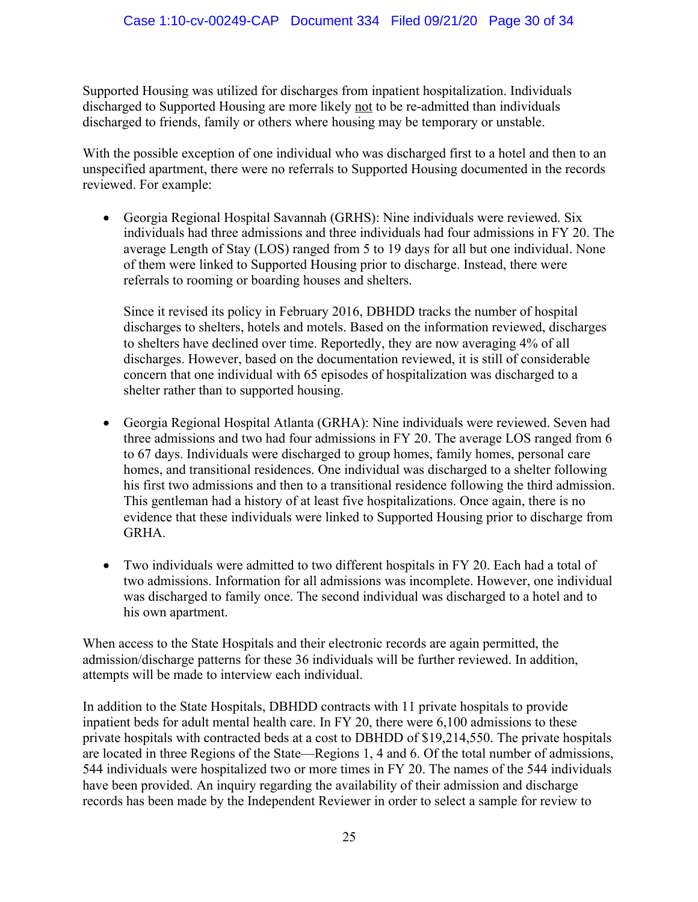Supported Housing was utilized for discharges from inpatient hospitalization. Individuals discharged to Supported Housing are more likely <u>not</u> to be re-admitted than individuals discharged to friends, family or others where housing may be temporary or unstable.

With the possible exception of one individual who was discharged first to a hotel and then to an unspecified apartment, there were no referrals to Supported Housing documented in the records reviewed. For example:

- Georgia Regional Hospital Savannah (GRHS): Nine individuals were reviewed. Six individuals had three admissions and three individuals had four admissions in FY 20. The average Length of Stay (LOS) ranged from 5 to 19 days for all but one individual. None of them were linked to Supported Housing prior to discharge. Instead, there were referrals to rooming or boarding houses and shelters.

  Since it revised its policy in February 2016, DBHDD tracks the number of hospital discharges to shelters, hotels and motels. Based on the information reviewed, discharges to shelters have declined over time. Reportedly, they are now averaging 4% of all discharges. However, based on the documentation reviewed, it is still of considerable concern that one individual with 65 episodes of hospitalization was discharged to a shelter rather than to supported housing.

- Georgia Regional Hospital Atlanta (GRHA): Nine individuals were reviewed. Seven had three admissions and two had four admissions in FY 20. The average LOS ranged from 6 to 67 days. Individuals were discharged to group homes, family homes, personal care homes, and transitional residences. One individual was discharged to a shelter following his first two admissions and then to a transitional residence following the third admission. This gentleman had a history of at least five hospitalizations. Once again, there is no evidence that these individuals were linked to Supported Housing prior to discharge from GRHA.

- Two individuals were admitted to two different hospitals in FY 20. Each had a total of two admissions. Information for all admissions was incomplete. However, one individual was discharged to family once. The second individual was discharged to a hotel and to his own apartment.

When access to the State Hospitals and their electronic records are again permitted, the admission/discharge patterns for these 36 individuals will be further reviewed. In addition, attempts will be made to interview each individual.

In addition to the State Hospitals, DBHDD contracts with 11 private hospitals to provide inpatient beds for adult mental health care. In FY 20, there were 6,100 admissions to these private hospitals with contracted beds at a cost to DBHDD of $19,214,550. The private hospitals are located in three Regions of the State—Regions 1, 4 and 6. Of the total number of admissions, 544 individuals were hospitalized two or more times in FY 20. The names of the 544 individuals have been provided. An inquiry regarding the availability of their admission and discharge records has been made by the Independent Reviewer in order to select a sample for review to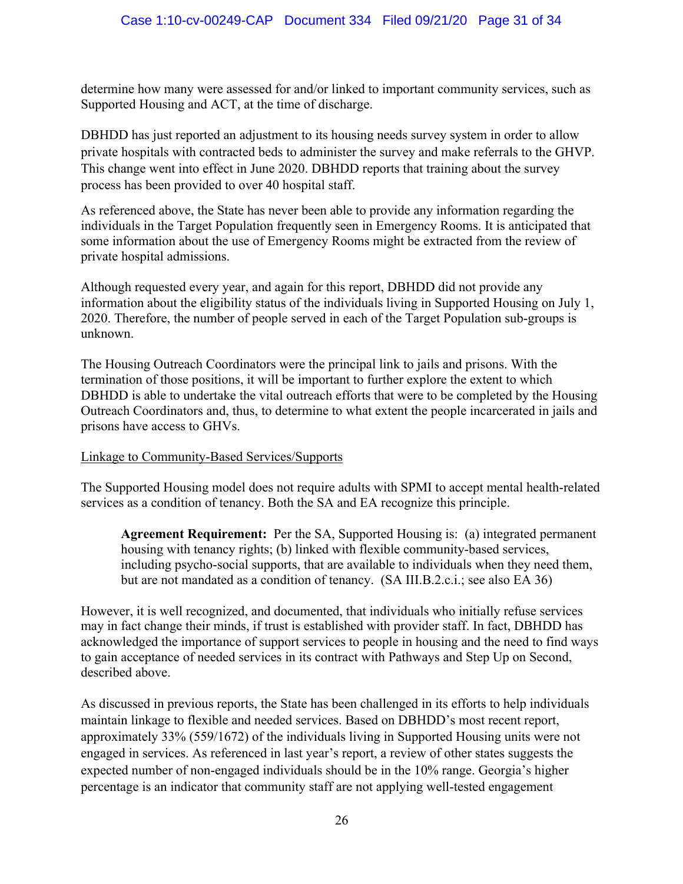determine how many were assessed for and/or linked to important community services, such as Supported Housing and ACT, at the time of discharge.

DBHDD has just reported an adjustment to its housing needs survey system in order to allow private hospitals with contracted beds to administer the survey and make referrals to the GHVP. This change went into effect in June 2020. DBHDD reports that training about the survey process has been provided to over 40 hospital staff.

As referenced above, the State has never been able to provide any information regarding the individuals in the Target Population frequently seen in Emergency Rooms. It is anticipated that some information about the use of Emergency Rooms might be extracted from the review of private hospital admissions.

Although requested every year, and again for this report, DBHDD did not provide any information about the eligibility status of the individuals living in Supported Housing on July 1, 2020. Therefore, the number of people served in each of the Target Population sub-groups is unknown.

The Housing Outreach Coordinators were the principal link to jails and prisons. With the termination of those positions, it will be important to further explore the extent to which DBHDD is able to undertake the vital outreach efforts that were to be completed by the Housing Outreach Coordinators and, thus, to determine to what extent the people incarcerated in jails and prisons have access to GHVs.

<u>Linkage to Community-Based Services/Supports</u>

The Supported Housing model does not require adults with SPMI to accept mental health-related services as a condition of tenancy. Both the SA and EA recognize this principle.

> **Agreement Requirement:** Per the SA, Supported Housing is: (a) integrated permanent housing with tenancy rights; (b) linked with flexible community-based services, including psycho-social supports, that are available to individuals when they need them, but are not mandated as a condition of tenancy. (SA III.B.2.c.i.; see also EA 36)

However, it is well recognized, and documented, that individuals who initially refuse services may in fact change their minds, if trust is established with provider staff. In fact, DBHDD has acknowledged the importance of support services to people in housing and the need to find ways to gain acceptance of needed services in its contract with Pathways and Step Up on Second, described above.

As discussed in previous reports, the State has been challenged in its efforts to help individuals maintain linkage to flexible and needed services. Based on DBHDD's most recent report, approximately 33% (559/1672) of the individuals living in Supported Housing units were not engaged in services. As referenced in last year's report, a review of other states suggests the expected number of non-engaged individuals should be in the 10% range. Georgia's higher percentage is an indicator that community staff are not applying well-tested engagement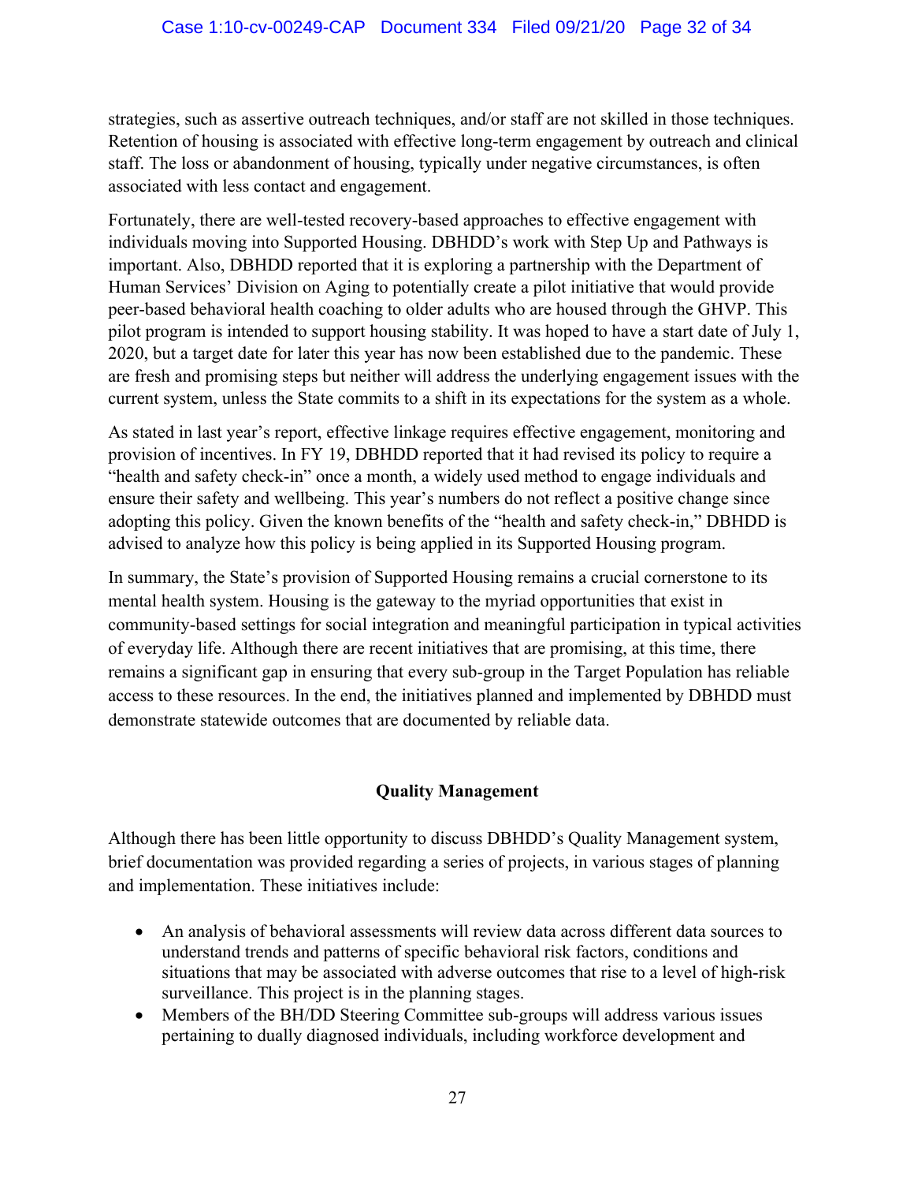strategies, such as assertive outreach techniques, and/or staff are not skilled in those techniques. Retention of housing is associated with effective long-term engagement by outreach and clinical staff. The loss or abandonment of housing, typically under negative circumstances, is often associated with less contact and engagement.

Fortunately, there are well-tested recovery-based approaches to effective engagement with individuals moving into Supported Housing. DBHDD's work with Step Up and Pathways is important. Also, DBHDD reported that it is exploring a partnership with the Department of Human Services' Division on Aging to potentially create a pilot initiative that would provide peer-based behavioral health coaching to older adults who are housed through the GHVP. This pilot program is intended to support housing stability. It was hoped to have a start date of July 1, 2020, but a target date for later this year has now been established due to the pandemic. These are fresh and promising steps but neither will address the underlying engagement issues with the current system, unless the State commits to a shift in its expectations for the system as a whole.

As stated in last year's report, effective linkage requires effective engagement, monitoring and provision of incentives. In FY 19, DBHDD reported that it had revised its policy to require a "health and safety check-in" once a month, a widely used method to engage individuals and ensure their safety and wellbeing. This year's numbers do not reflect a positive change since adopting this policy. Given the known benefits of the "health and safety check-in," DBHDD is advised to analyze how this policy is being applied in its Supported Housing program.

In summary, the State's provision of Supported Housing remains a crucial cornerstone to its mental health system. Housing is the gateway to the myriad opportunities that exist in community-based settings for social integration and meaningful participation in typical activities of everyday life. Although there are recent initiatives that are promising, at this time, there remains a significant gap in ensuring that every sub-group in the Target Population has reliable access to these resources. In the end, the initiatives planned and implemented by DBHDD must demonstrate statewide outcomes that are documented by reliable data.

## Quality Management

Although there has been little opportunity to discuss DBHDD's Quality Management system, brief documentation was provided regarding a series of projects, in various stages of planning and implementation. These initiatives include:

- An analysis of behavioral assessments will review data across different data sources to understand trends and patterns of specific behavioral risk factors, conditions and situations that may be associated with adverse outcomes that rise to a level of high-risk surveillance. This project is in the planning stages.
- Members of the BH/DD Steering Committee sub-groups will address various issues pertaining to dually diagnosed individuals, including workforce development and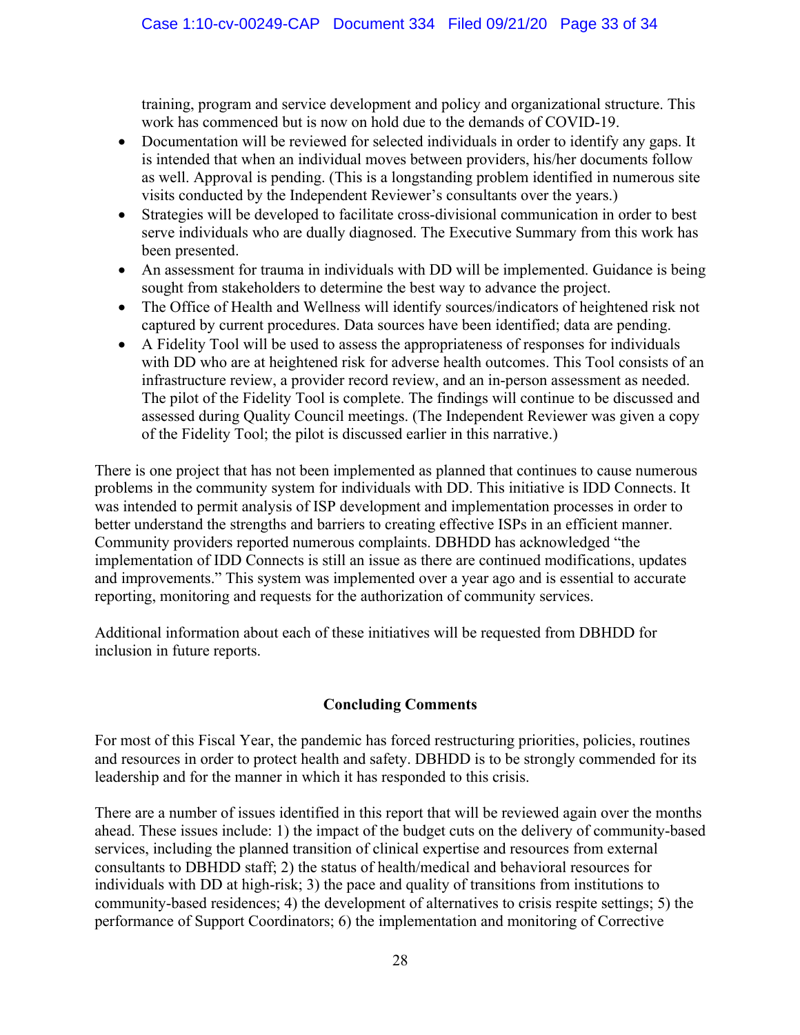training, program and service development and policy and organizational structure. This work has commenced but is now on hold due to the demands of COVID-19.

- Documentation will be reviewed for selected individuals in order to identify any gaps. It is intended that when an individual moves between providers, his/her documents follow as well. Approval is pending. (This is a longstanding problem identified in numerous site visits conducted by the Independent Reviewer's consultants over the years.)
- Strategies will be developed to facilitate cross-divisional communication in order to best serve individuals who are dually diagnosed. The Executive Summary from this work has been presented.
- An assessment for trauma in individuals with DD will be implemented. Guidance is being sought from stakeholders to determine the best way to advance the project.
- The Office of Health and Wellness will identify sources/indicators of heightened risk not captured by current procedures. Data sources have been identified; data are pending.
- A Fidelity Tool will be used to assess the appropriateness of responses for individuals with DD who are at heightened risk for adverse health outcomes. This Tool consists of an infrastructure review, a provider record review, and an in-person assessment as needed. The pilot of the Fidelity Tool is complete. The findings will continue to be discussed and assessed during Quality Council meetings. (The Independent Reviewer was given a copy of the Fidelity Tool; the pilot is discussed earlier in this narrative.)

There is one project that has not been implemented as planned that continues to cause numerous problems in the community system for individuals with DD. This initiative is IDD Connects. It was intended to permit analysis of ISP development and implementation processes in order to better understand the strengths and barriers to creating effective ISPs in an efficient manner. Community providers reported numerous complaints. DBHDD has acknowledged "the implementation of IDD Connects is still an issue as there are continued modifications, updates and improvements." This system was implemented over a year ago and is essential to accurate reporting, monitoring and requests for the authorization of community services.

Additional information about each of these initiatives will be requested from DBHDD for inclusion in future reports.

## Concluding Comments

For most of this Fiscal Year, the pandemic has forced restructuring priorities, policies, routines and resources in order to protect health and safety. DBHDD is to be strongly commended for its leadership and for the manner in which it has responded to this crisis.

There are a number of issues identified in this report that will be reviewed again over the months ahead. These issues include: 1) the impact of the budget cuts on the delivery of community-based services, including the planned transition of clinical expertise and resources from external consultants to DBHDD staff; 2) the status of health/medical and behavioral resources for individuals with DD at high-risk; 3) the pace and quality of transitions from institutions to community-based residences; 4) the development of alternatives to crisis respite settings; 5) the performance of Support Coordinators; 6) the implementation and monitoring of Corrective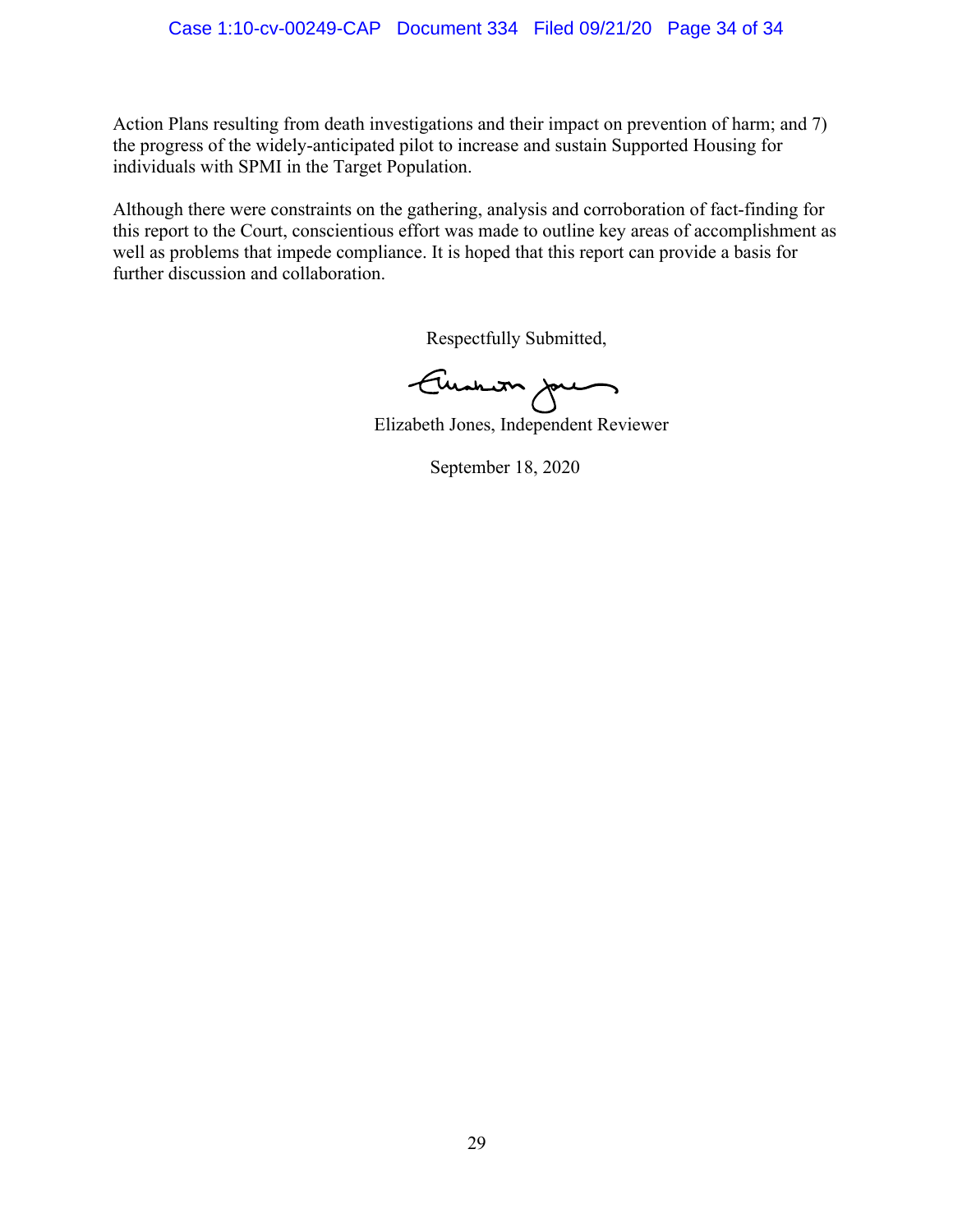Action Plans resulting from death investigations and their impact on prevention of harm; and 7) the progress of the widely-anticipated pilot to increase and sustain Supported Housing for individuals with SPMI in the Target Population.

Although there were constraints on the gathering, analysis and corroboration of fact-finding for this report to the Court, conscientious effort was made to outline key areas of accomplishment as well as problems that impede compliance. It is hoped that this report can provide a basis for further discussion and collaboration.

Respectfully Submitted,

Elizabeth Jones, Independent Reviewer

September 18, 2020